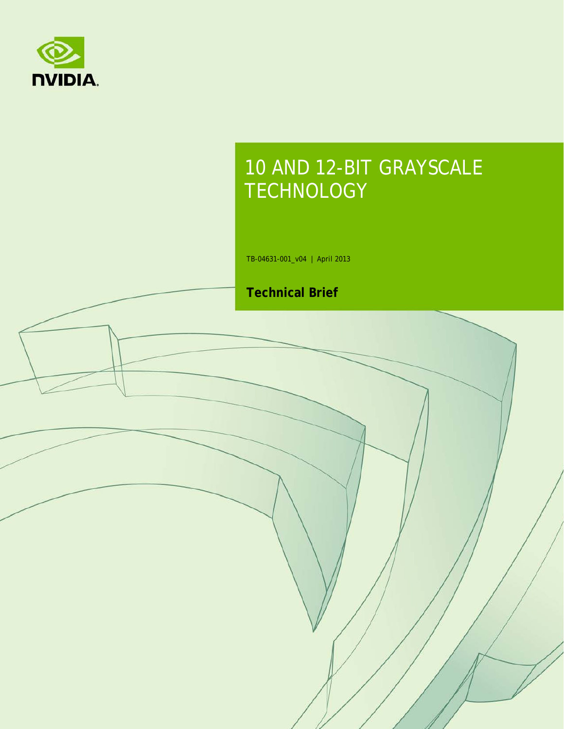# 10 AND 12-BIT GRAYSCALE TECHNOLOGY

TB-04631-001_v04 | April 2013

**Technical Brief**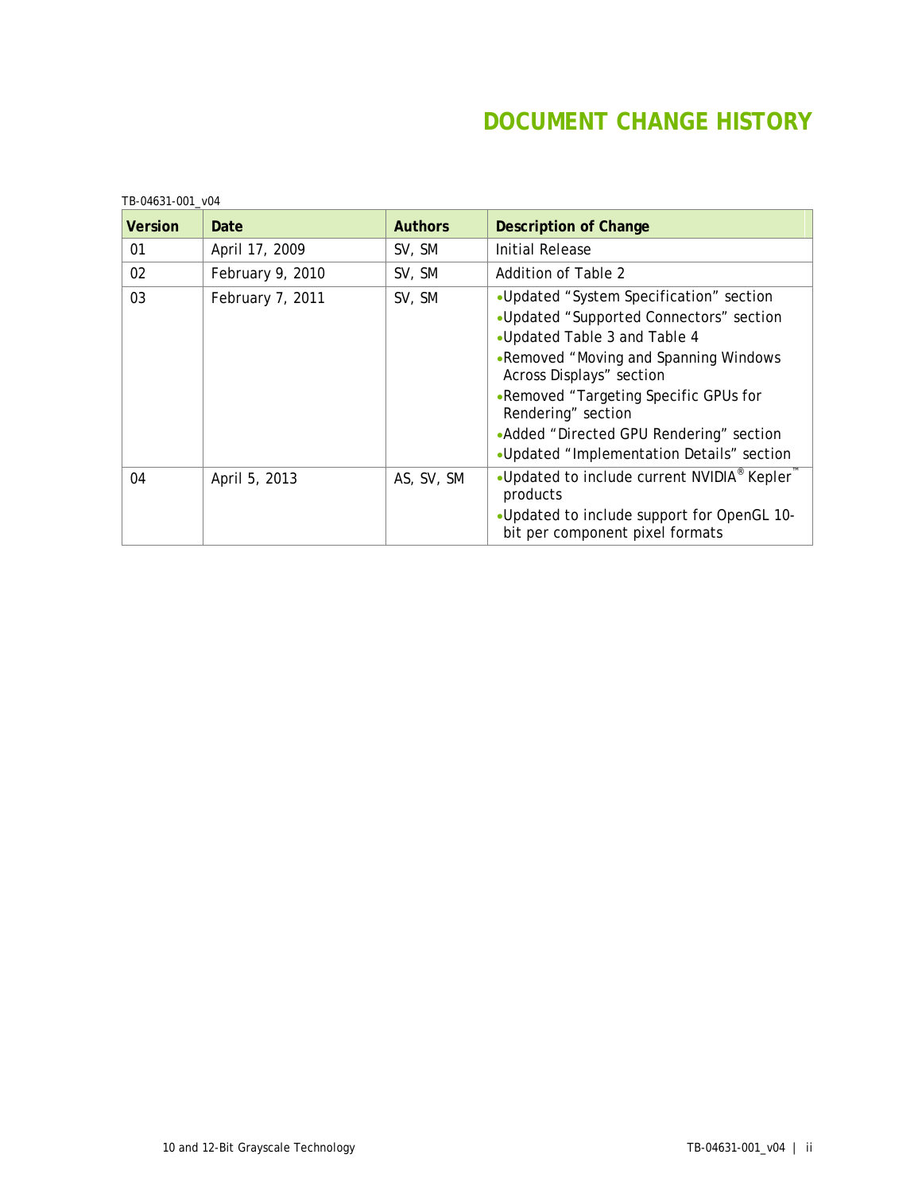# DOCUMENT CHANGE HISTORY

TB-04631-001_v04

| Version | Date | Authors | Description of Change |
|---|---|---|---|
| 01 | April 17, 2009 | SV, SM | Initial Release |
| 02 | February 9, 2010 | SV, SM | Addition of Table 2 |
| 03 | February 7, 2011 | SV, SM | • Updated “System Specification” section<br>• Updated “Supported Connectors” section<br>• Updated Table 3 and Table 4<br>• Removed “Moving and Spanning Windows Across Displays” section<br>• Removed “Targeting Specific GPUs for Rendering” section<br>• Added “Directed GPU Rendering” section<br>• Updated “Implementation Details” section |
| 04 | April 5, 2013 | AS, SV, SM | • Updated to include current NVIDIA® Kepler™ products<br>• Updated to include support for OpenGL 10-bit per component pixel formats |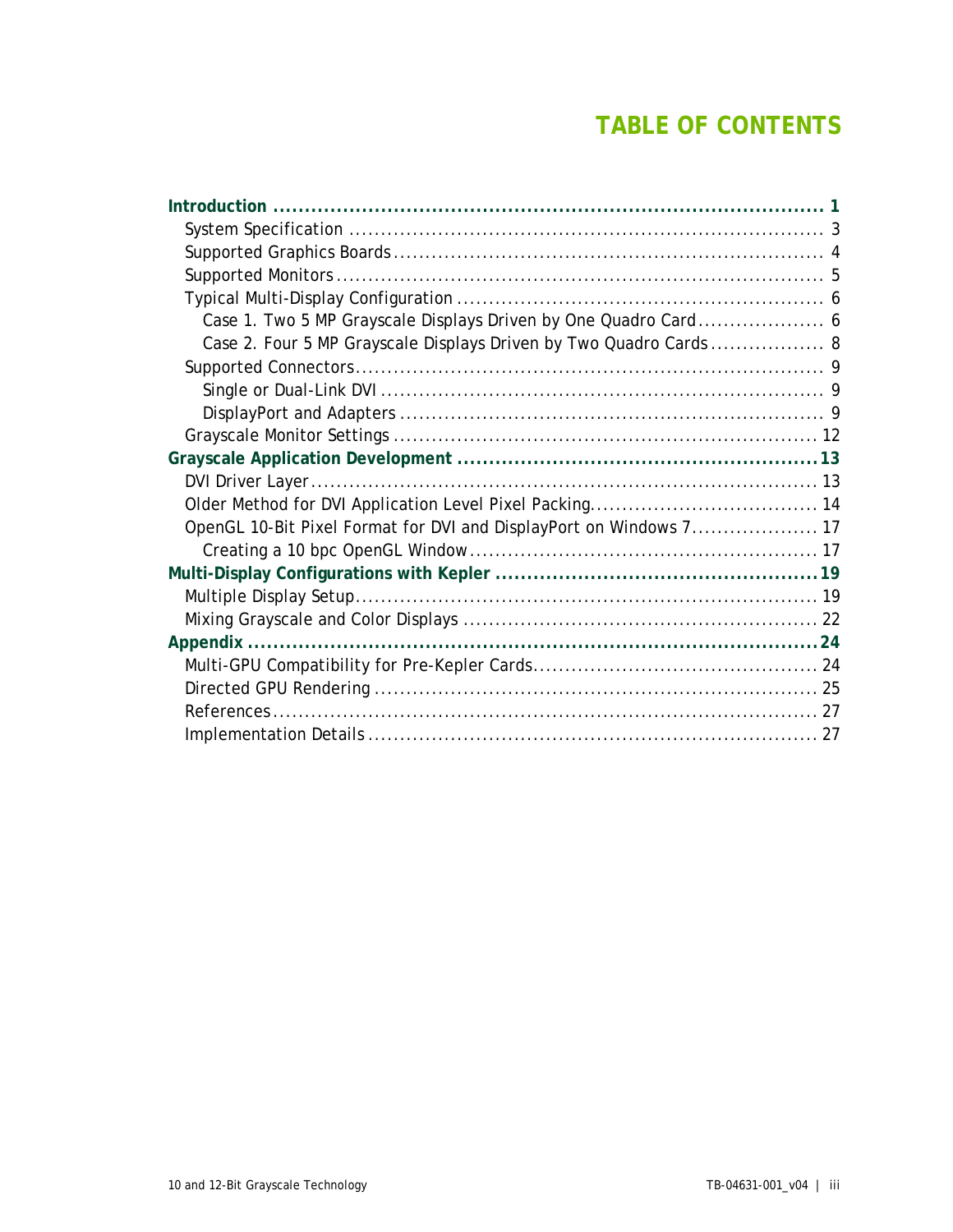# TABLE OF CONTENTS

**Introduction** ..... 1
- System Specification ..... 3
- Supported Graphics Boards ..... 4
- Supported Monitors ..... 5
- Typical Multi-Display Configuration ..... 6
  - Case 1. Two 5 MP Grayscale Displays Driven by One Quadro Card ..... 6
  - Case 2. Four 5 MP Grayscale Displays Driven by Two Quadro Cards ..... 8
- Supported Connectors ..... 9
  - Single or Dual-Link DVI ..... 9
  - DisplayPort and Adapters ..... 9
- Grayscale Monitor Settings ..... 12

**Grayscale Application Development** ..... 13
- DVI Driver Layer ..... 13
- Older Method for DVI Application Level Pixel Packing ..... 14
- OpenGL 10-Bit Pixel Format for DVI and DisplayPort on Windows 7 ..... 17
  - Creating a 10 bpc OpenGL Window ..... 17

**Multi-Display Configurations with Kepler** ..... 19
- Multiple Display Setup ..... 19
- Mixing Grayscale and Color Displays ..... 22

**Appendix** ..... 24
- Multi-GPU Compatibility for Pre-Kepler Cards ..... 24
- Directed GPU Rendering ..... 25
- References ..... 27
- Implementation Details ..... 27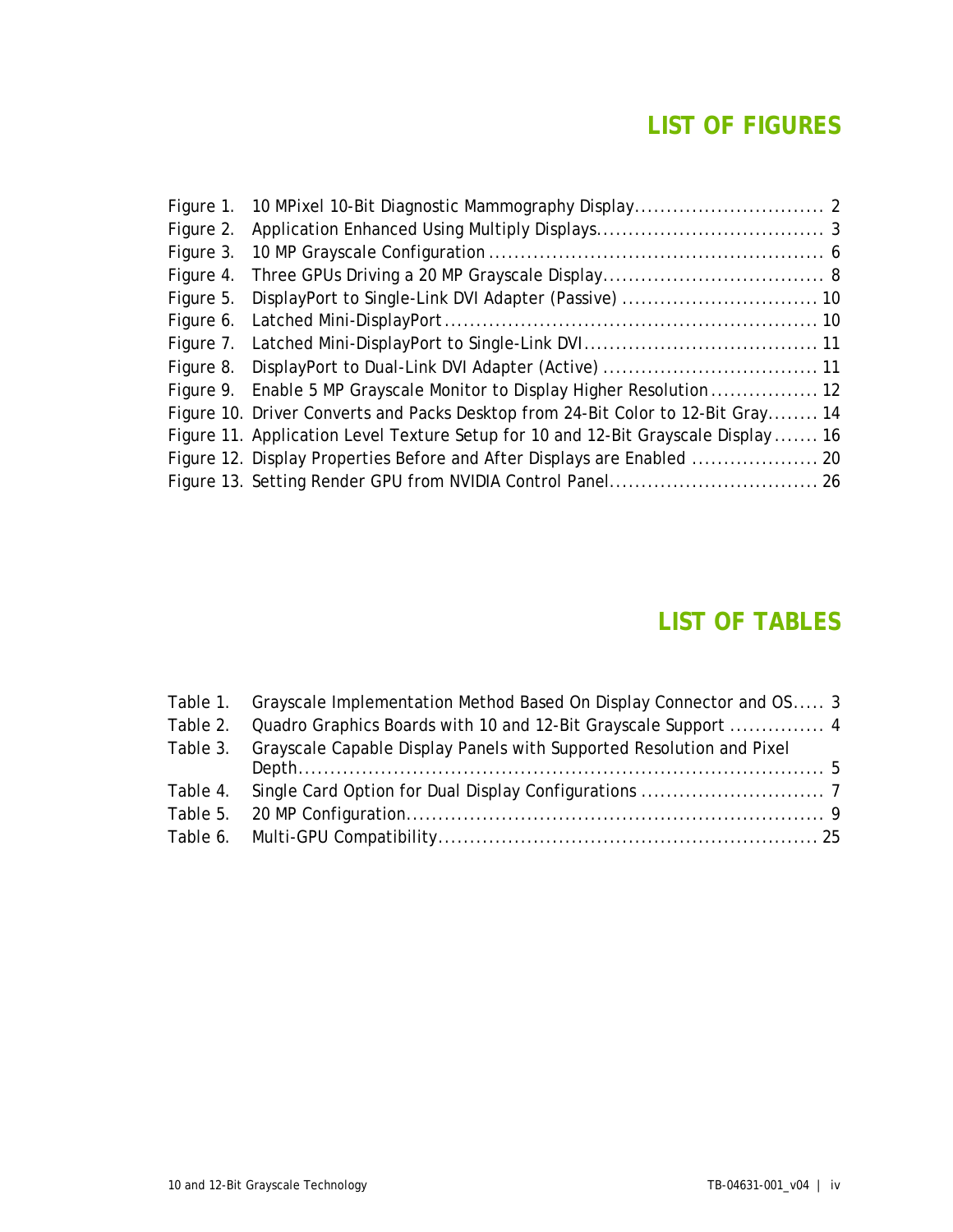# LIST OF FIGURES

Figure 1. 10 MPixel 10-Bit Diagnostic Mammography Display .............................. 2
Figure 2. Application Enhanced Using Multiply Displays.................................... 3
Figure 3. 10 MP Grayscale Configuration ..................................................... 6
Figure 4. Three GPUs Driving a 20 MP Grayscale Display................................... 8
Figure 5. DisplayPort to Single-Link DVI Adapter (Passive) ............................... 10
Figure 6. Latched Mini-DisplayPort ........................................................... 10
Figure 7. Latched Mini-DisplayPort to Single-Link DVI..................................... 11
Figure 8. DisplayPort to Dual-Link DVI Adapter (Active) ................................. 11
Figure 9. Enable 5 MP Grayscale Monitor to Display Higher Resolution................. 12
Figure 10. Driver Converts and Packs Desktop from 24-Bit Color to 12-Bit Gray........ 14
Figure 11. Application Level Texture Setup for 10 and 12-Bit Grayscale Display....... 16
Figure 12. Display Properties Before and After Displays are Enabled .................... 20
Figure 13. Setting Render GPU from NVIDIA Control Panel................................. 26

# LIST OF TABLES

Table 1. Grayscale Implementation Method Based On Display Connector and OS..... 3
Table 2. Quadro Graphics Boards with 10 and 12-Bit Grayscale Support ............... 4
Table 3. Grayscale Capable Display Panels with Supported Resolution and Pixel Depth.......................................................................... 5
Table 4. Single Card Option for Dual Display Configurations ............................. 7
Table 5. 20 MP Configuration.................................................................. 9
Table 6. Multi-GPU Compatibility............................................................. 25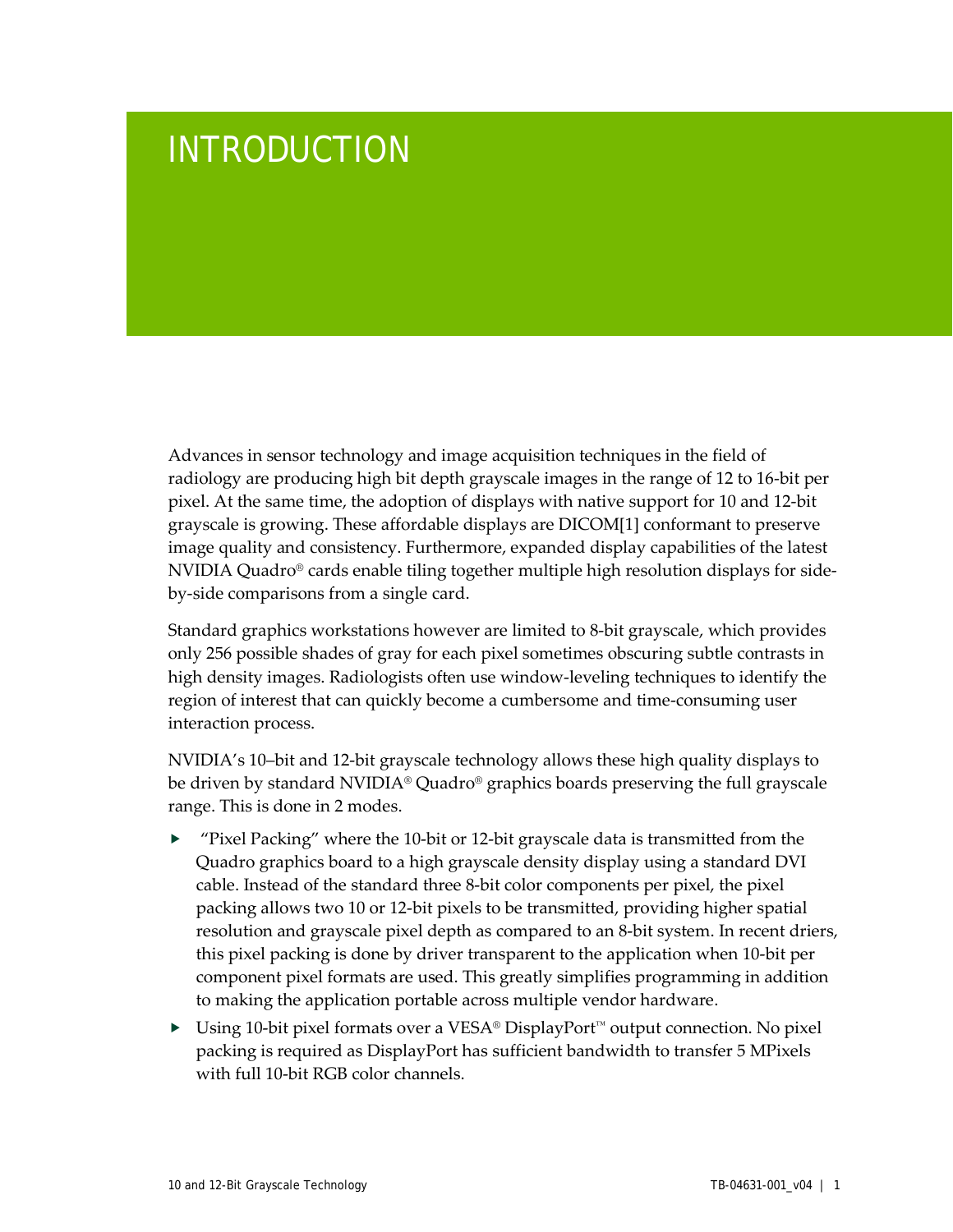# INTRODUCTION

Advances in sensor technology and image acquisition techniques in the field of radiology are producing high bit depth grayscale images in the range of 12 to 16-bit per pixel. At the same time, the adoption of displays with native support for 10 and 12-bit grayscale is growing. These affordable displays are DICOM[1] conformant to preserve image quality and consistency. Furthermore, expanded display capabilities of the latest NVIDIA Quadro® cards enable tiling together multiple high resolution displays for side-by-side comparisons from a single card.

Standard graphics workstations however are limited to 8-bit grayscale, which provides only 256 possible shades of gray for each pixel sometimes obscuring subtle contrasts in high density images. Radiologists often use window-leveling techniques to identify the region of interest that can quickly become a cumbersome and time-consuming user interaction process.

NVIDIA's 10–bit and 12-bit grayscale technology allows these high quality displays to be driven by standard NVIDIA® Quadro® graphics boards preserving the full grayscale range. This is done in 2 modes.

- "Pixel Packing" where the 10-bit or 12-bit grayscale data is transmitted from the Quadro graphics board to a high grayscale density display using a standard DVI cable. Instead of the standard three 8-bit color components per pixel, the pixel packing allows two 10 or 12-bit pixels to be transmitted, providing higher spatial resolution and grayscale pixel depth as compared to an 8-bit system. In recent driers, this pixel packing is done by driver transparent to the application when 10-bit per component pixel formats are used. This greatly simplifies programming in addition to making the application portable across multiple vendor hardware.
- Using 10-bit pixel formats over a VESA® DisplayPort™ output connection. No pixel packing is required as DisplayPort has sufficient bandwidth to transfer 5 MPixels with full 10-bit RGB color channels.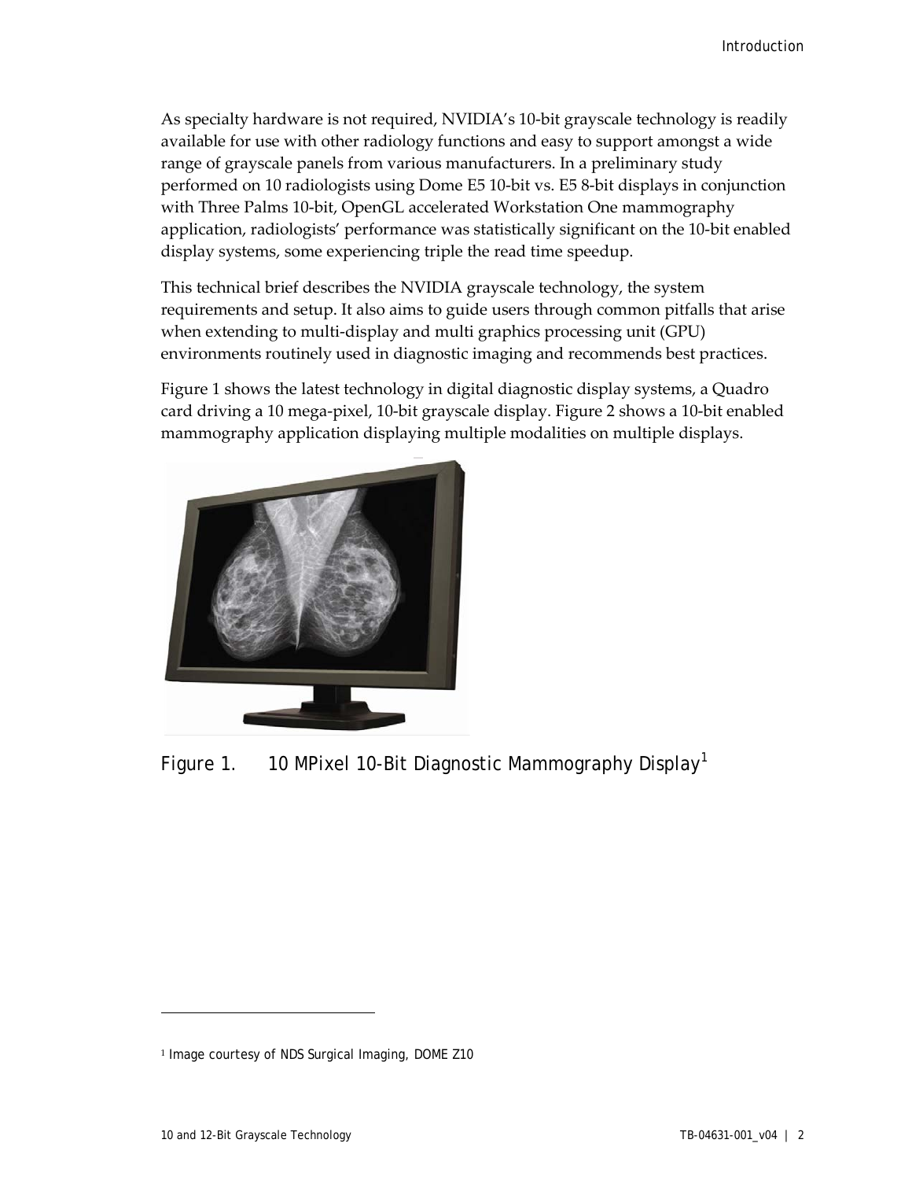As specialty hardware is not required, NVIDIA's 10-bit grayscale technology is readily available for use with other radiology functions and easy to support amongst a wide range of grayscale panels from various manufacturers. In a preliminary study performed on 10 radiologists using Dome E5 10-bit vs. E5 8-bit displays in conjunction with Three Palms 10-bit, OpenGL accelerated Workstation One mammography application, radiologists' performance was statistically significant on the 10-bit enabled display systems, some experiencing triple the read time speedup.

This technical brief describes the NVIDIA grayscale technology, the system requirements and setup. It also aims to guide users through common pitfalls that arise when extending to multi-display and multi graphics processing unit (GPU) environments routinely used in diagnostic imaging and recommends best practices.

Figure 1 shows the latest technology in digital diagnostic display systems, a Quadro card driving a 10 mega-pixel, 10-bit grayscale display. Figure 2 shows a 10-bit enabled mammography application displaying multiple modalities on multiple displays.

Figure 1. 10 MPixel 10-Bit Diagnostic Mammography Display[1]

[1] Image courtesy of NDS Surgical Imaging, DOME Z10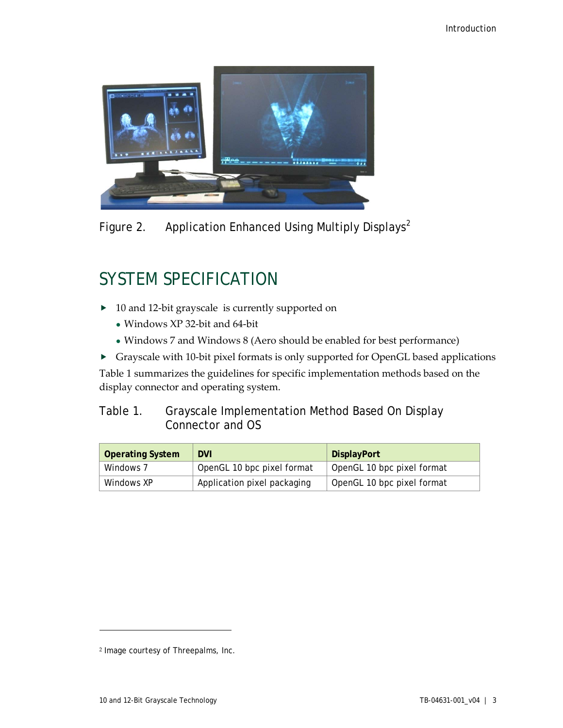Figure 2. Application Enhanced Using Multiply Displays[2]

## SYSTEM SPECIFICATION

- 10 and 12-bit grayscale is currently supported on
  - Windows XP 32-bit and 64-bit
  - Windows 7 and Windows 8 (Aero should be enabled for best performance)
- Grayscale with 10-bit pixel formats is only supported for OpenGL based applications

Table 1 summarizes the guidelines for specific implementation methods based on the display connector and operating system.

Table 1. Grayscale Implementation Method Based On Display Connector and OS

| Operating System | DVI | DisplayPort |
|---|---|---|
| Windows 7 | OpenGL 10 bpc pixel format | OpenGL 10 bpc pixel format |
| Windows XP | Application pixel packaging | OpenGL 10 bpc pixel format |

[2] Image courtesy of Threepalms, Inc.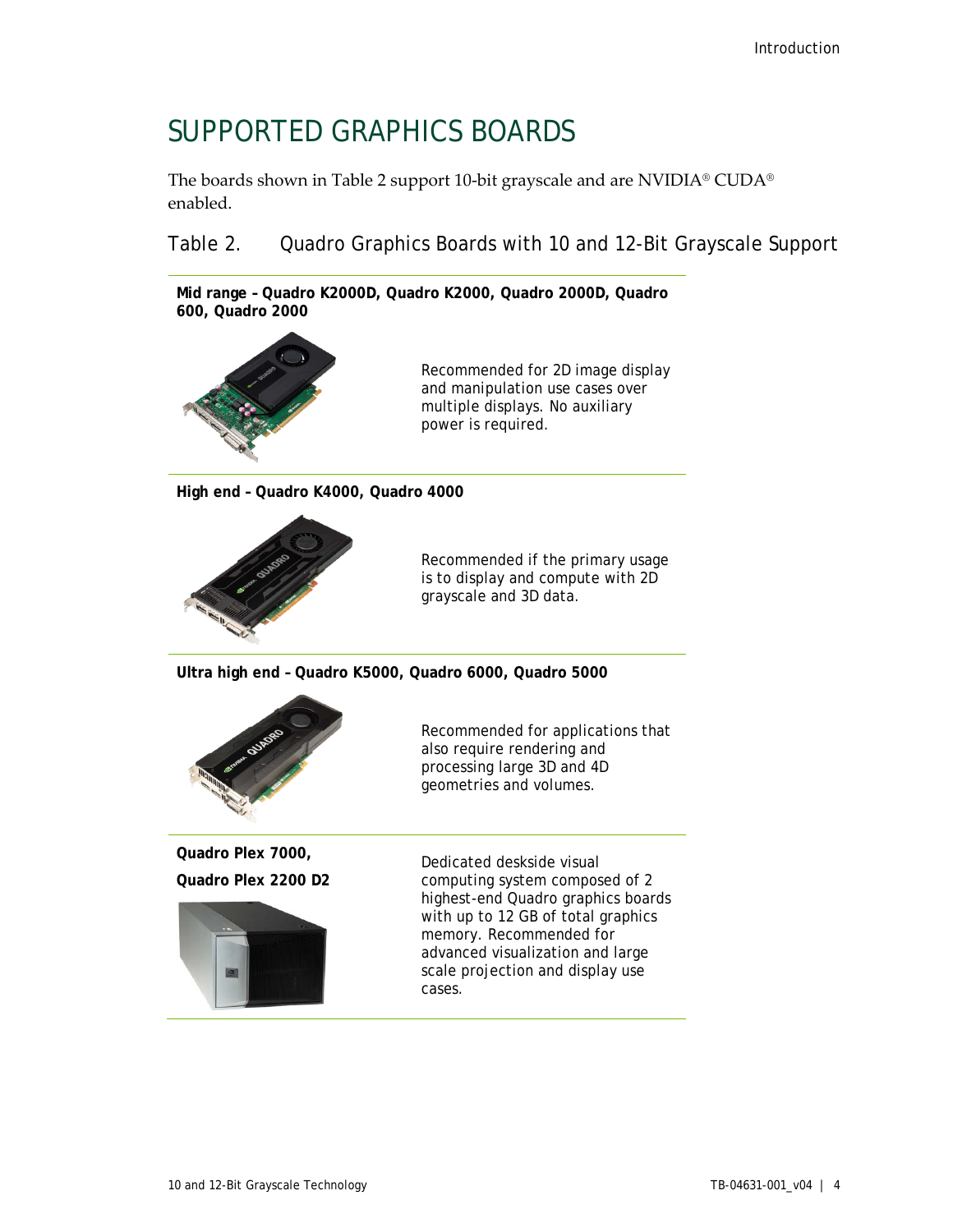# SUPPORTED GRAPHICS BOARDS

The boards shown in Table 2 support 10-bit grayscale and are NVIDIA® CUDA® enabled.

Table 2. Quadro Graphics Boards with 10 and 12-Bit Grayscale Support

| | |
|---|---|
| **Mid range – Quadro K2000D, Quadro K2000, Quadro 2000D, Quadro 600, Quadro 2000** | Recommended for 2D image display and manipulation use cases over multiple displays. No auxiliary power is required. |
| **High end – Quadro K4000, Quadro 4000** | Recommended if the primary usage is to display and compute with 2D grayscale and 3D data. |
| **Ultra high end – Quadro K5000, Quadro 6000, Quadro 5000** | Recommended for applications that also require rendering and processing large 3D and 4D geometries and volumes. |
| **Quadro Plex 7000, Quadro Plex 2200 D2** | Dedicated deskside visual computing system composed of 2 highest-end Quadro graphics boards with up to 12 GB of total graphics memory. Recommended for advanced visualization and large scale projection and display use cases. |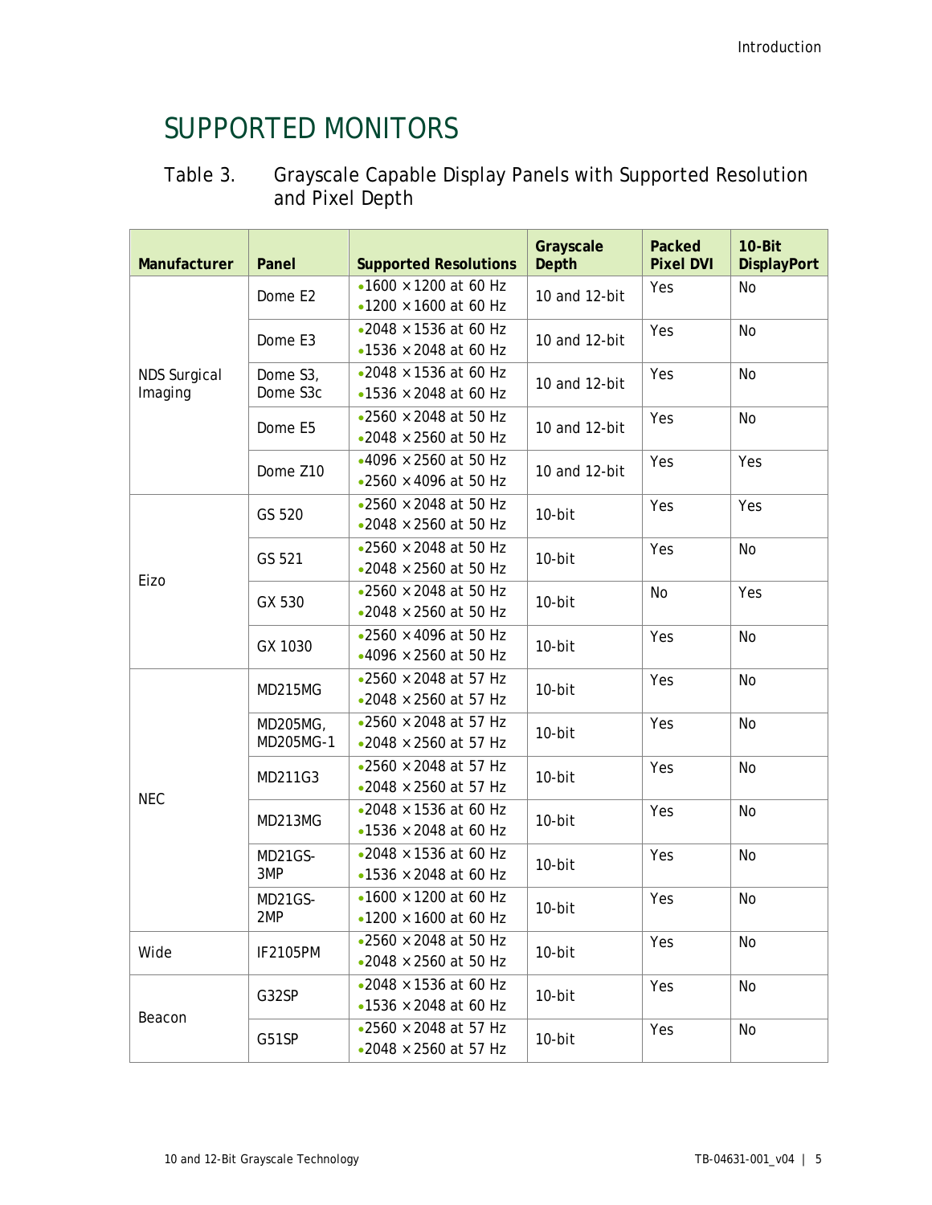# SUPPORTED MONITORS

Table 3. Grayscale Capable Display Panels with Supported Resolution and Pixel Depth

| Manufacturer | Panel | Supported Resolutions | Grayscale Depth | Packed Pixel DVI | 10-Bit DisplayPort |
|---|---|---|---|---|---|
| NDS Surgical Imaging | Dome E2 | • 1600 × 1200 at 60 Hz<br>• 1200 × 1600 at 60 Hz | 10 and 12-bit | Yes | No |
| | Dome E3 | • 2048 × 1536 at 60 Hz<br>• 1536 × 2048 at 60 Hz | 10 and 12-bit | Yes | No |
| | Dome S3, Dome S3c | • 2048 × 1536 at 60 Hz<br>• 1536 × 2048 at 60 Hz | 10 and 12-bit | Yes | No |
| | Dome E5 | • 2560 × 2048 at 50 Hz<br>• 2048 × 2560 at 50 Hz | 10 and 12-bit | Yes | No |
| | Dome Z10 | • 4096 × 2560 at 50 Hz<br>• 2560 × 4096 at 50 Hz | 10 and 12-bit | Yes | Yes |
| Eizo | GS 520 | • 2560 × 2048 at 50 Hz<br>• 2048 × 2560 at 50 Hz | 10-bit | Yes | Yes |
| | GS 521 | • 2560 × 2048 at 50 Hz<br>• 2048 × 2560 at 50 Hz | 10-bit | Yes | No |
| | GX 530 | • 2560 × 2048 at 50 Hz<br>• 2048 × 2560 at 50 Hz | 10-bit | No | Yes |
| | GX 1030 | • 2560 × 4096 at 50 Hz<br>• 4096 × 2560 at 50 Hz | 10-bit | Yes | No |
| NEC | MD215MG | • 2560 × 2048 at 57 Hz<br>• 2048 × 2560 at 57 Hz | 10-bit | Yes | No |
| | MD205MG, MD205MG-1 | • 2560 × 2048 at 57 Hz<br>• 2048 × 2560 at 57 Hz | 10-bit | Yes | No |
| | MD211G3 | • 2560 × 2048 at 57 Hz<br>• 2048 × 2560 at 57 Hz | 10-bit | Yes | No |
| | MD213MG | • 2048 × 1536 at 60 Hz<br>• 1536 × 2048 at 60 Hz | 10-bit | Yes | No |
| | MD21GS-3MP | • 2048 × 1536 at 60 Hz<br>• 1536 × 2048 at 60 Hz | 10-bit | Yes | No |
| | MD21GS-2MP | • 1600 × 1200 at 60 Hz<br>• 1200 × 1600 at 60 Hz | 10-bit | Yes | No |
| Wide | IF2105PM | • 2560 × 2048 at 50 Hz<br>• 2048 × 2560 at 50 Hz | 10-bit | Yes | No |
| Beacon | G32SP | • 2048 × 1536 at 60 Hz<br>• 1536 × 2048 at 60 Hz | 10-bit | Yes | No |
| | G51SP | • 2560 × 2048 at 57 Hz<br>• 2048 × 2560 at 57 Hz | 10-bit | Yes | No |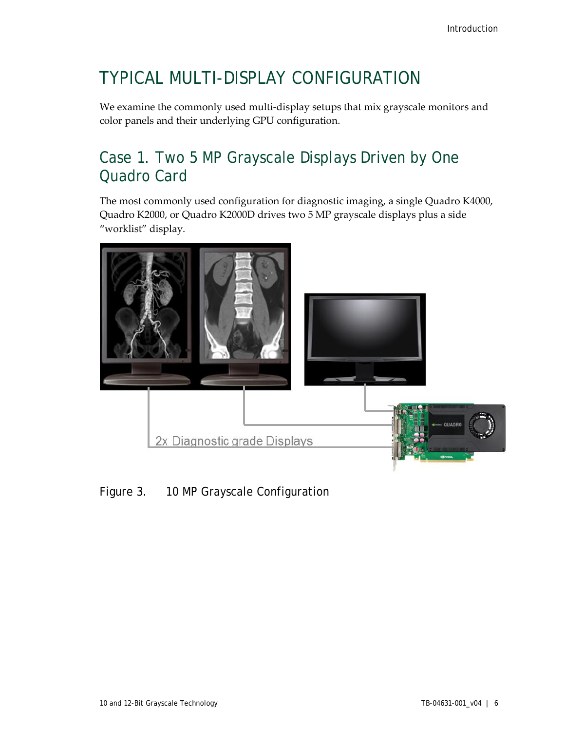# TYPICAL MULTI-DISPLAY CONFIGURATION

We examine the commonly used multi-display setups that mix grayscale monitors and color panels and their underlying GPU configuration.

## Case 1. Two 5 MP Grayscale Displays Driven by One Quadro Card

The most commonly used configuration for diagnostic imaging, a single Quadro K4000, Quadro K2000, or Quadro K2000D drives two 5 MP grayscale displays plus a side "worklist" display.

2x Diagnostic grade Displays

Figure 3. 10 MP Grayscale Configuration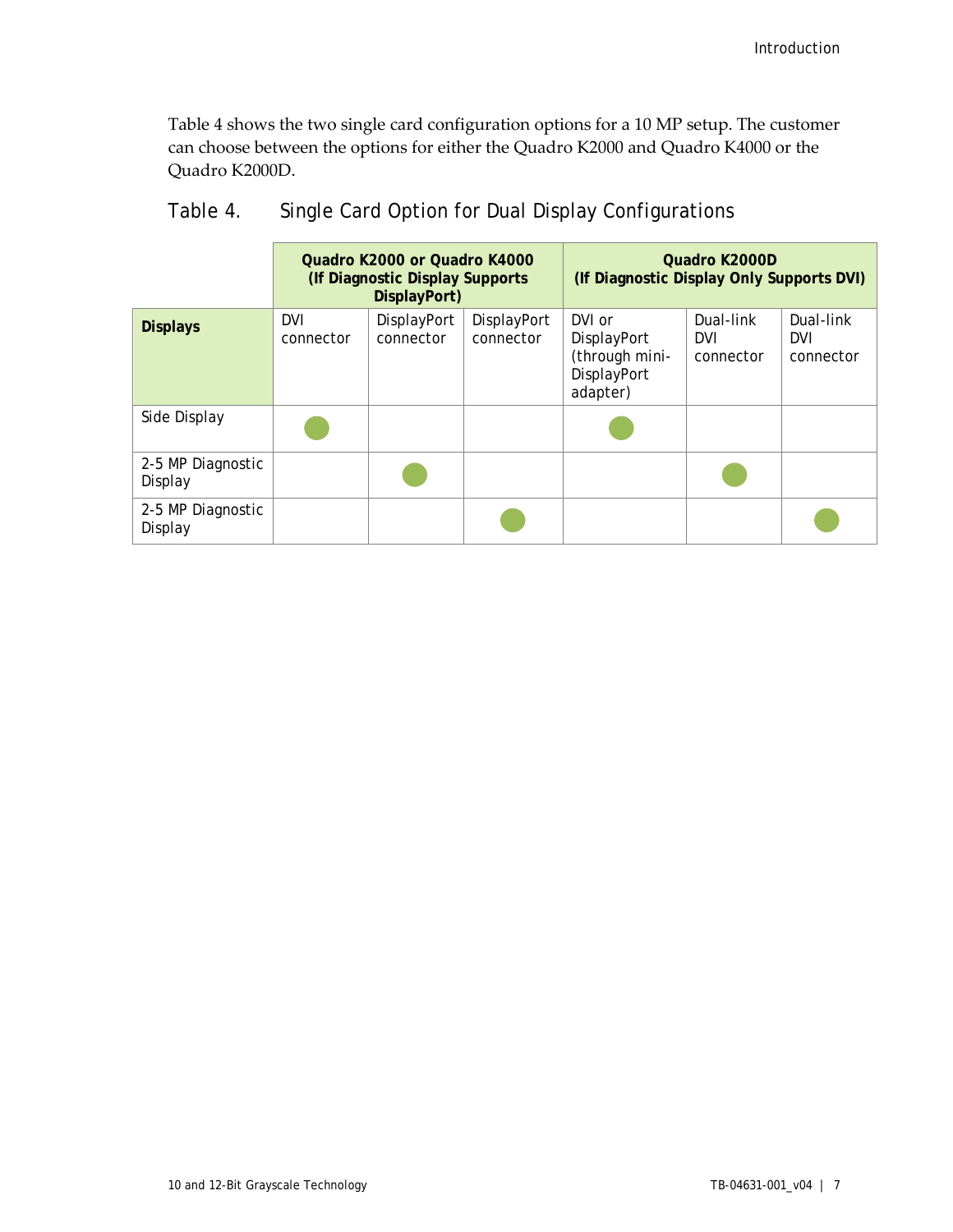Table 4 shows the two single card configuration options for a 10 MP setup. The customer can choose between the options for either the Quadro K2000 and Quadro K4000 or the Quadro K2000D.

### Table 4. Single Card Option for Dual Display Configurations

| | **Quadro K2000 or Quadro K4000 (If Diagnostic Display Supports DisplayPort)** | | | **Quadro K2000D (If Diagnostic Display Only Supports DVI)** | | |
|---|---|---|---|---|---|---|
| **Displays** | DVI connector | DisplayPort connector | DisplayPort connector | DVI or DisplayPort (through mini-DisplayPort adapter) | Dual-link DVI connector | Dual-link DVI connector |
| Side Display | ● | | | ● | | |
| 2-5 MP Diagnostic Display | | ● | | | ● | |
| 2-5 MP Diagnostic Display | | | ● | | | ● |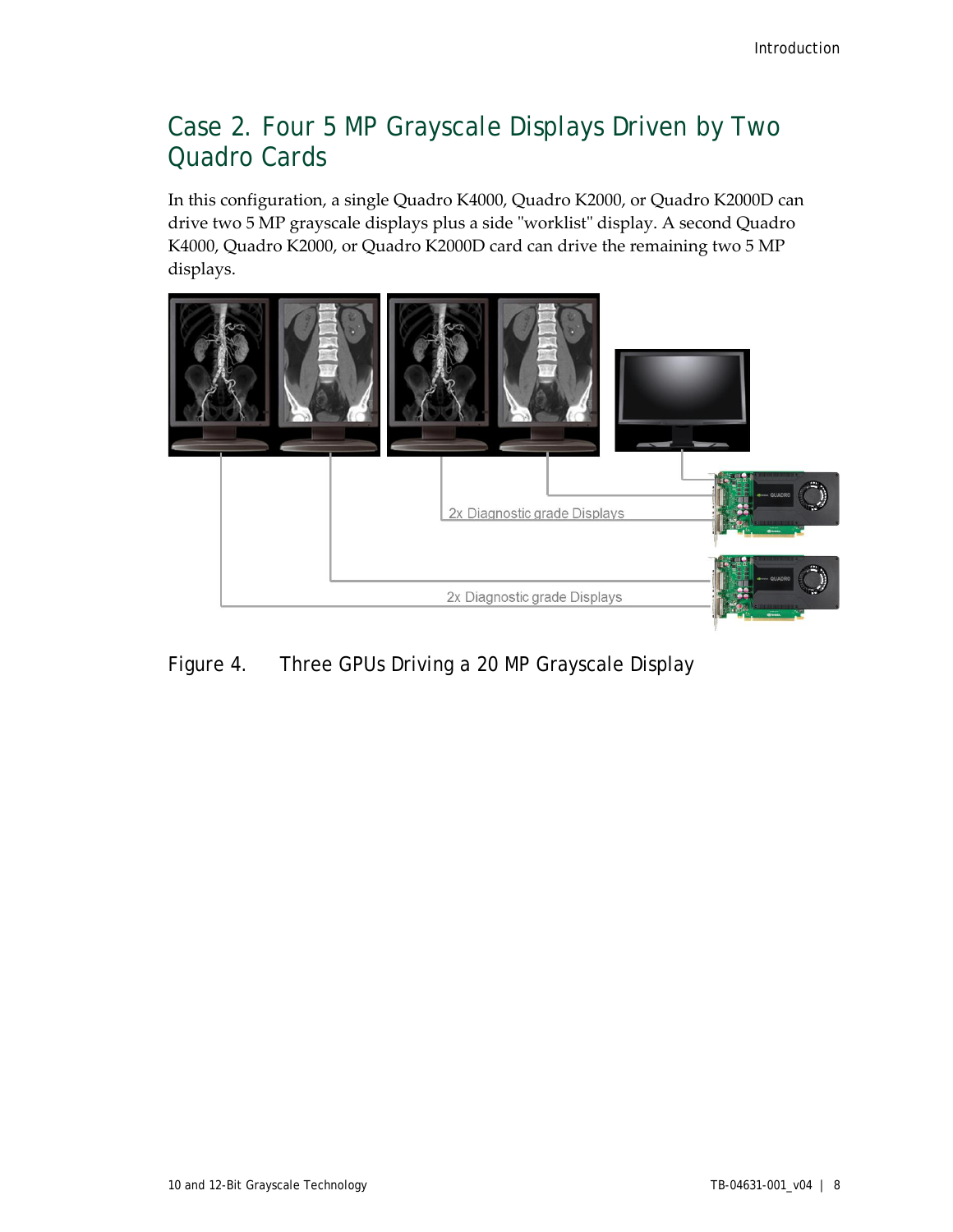## Case 2. Four 5 MP Grayscale Displays Driven by Two Quadro Cards

In this configuration, a single Quadro K4000, Quadro K2000, or Quadro K2000D can drive two 5 MP grayscale displays plus a side "worklist" display. A second Quadro K4000, Quadro K2000, or Quadro K2000D card can drive the remaining two 5 MP displays.

Figure 4. Three GPUs Driving a 20 MP Grayscale Display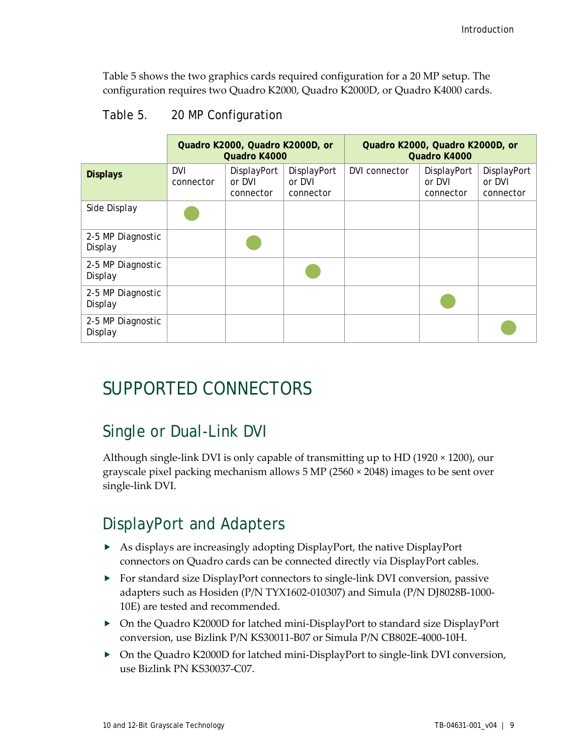Table 5 shows the two graphics cards required configuration for a 20 MP setup. The configuration requires two Quadro K2000, Quadro K2000D, or Quadro K4000 cards.

Table 5. 20 MP Configuration

| | Quadro K2000, Quadro K2000D, or Quadro K4000 | | | Quadro K2000, Quadro K2000D, or Quadro K4000 | | |
|---|---|---|---|---|---|---|
| **Displays** | DVI connector | DisplayPort or DVI connector | DisplayPort or DVI connector | DVI connector | DisplayPort or DVI connector | DisplayPort or DVI connector |
| Side Display | ● | | | | | |
| 2-5 MP Diagnostic Display | | ● | | | | |
| 2-5 MP Diagnostic Display | | | ● | | | |
| 2-5 MP Diagnostic Display | | | | | ● | |
| 2-5 MP Diagnostic Display | | | | | | ● |

# SUPPORTED CONNECTORS

## Single or Dual-Link DVI

Although single-link DVI is only capable of transmitting up to HD (1920 × 1200), our grayscale pixel packing mechanism allows 5 MP (2560 × 2048) images to be sent over single-link DVI.

## DisplayPort and Adapters

- As displays are increasingly adopting DisplayPort, the native DisplayPort connectors on Quadro cards can be connected directly via DisplayPort cables.
- For standard size DisplayPort connectors to single-link DVI conversion, passive adapters such as Hosiden (P/N TYX1602-010307) and Simula (P/N DJ8028B-1000-10E) are tested and recommended.
- On the Quadro K2000D for latched mini-DisplayPort to standard size DisplayPort conversion, use Bizlink P/N KS30011-B07 or Simula P/N CB802E-4000-10H.
- On the Quadro K2000D for latched mini-DisplayPort to single-link DVI conversion, use Bizlink PN KS30037-C07.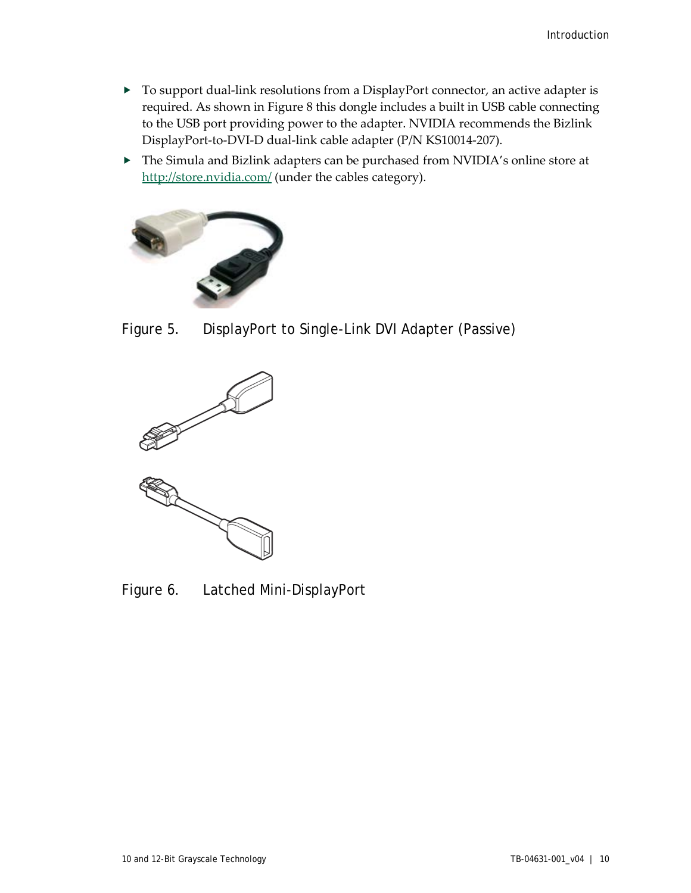- To support dual-link resolutions from a DisplayPort connector, an active adapter is required. As shown in Figure 8 this dongle includes a built in USB cable connecting to the USB port providing power to the adapter. NVIDIA recommends the Bizlink DisplayPort-to-DVI-D dual-link cable adapter (P/N KS10014-207).
- The Simula and Bizlink adapters can be purchased from NVIDIA's online store at [http://store.nvidia.com/](http://store.nvidia.com/) (under the cables category).

Figure 5. DisplayPort to Single-Link DVI Adapter (Passive)

Figure 6. Latched Mini-DisplayPort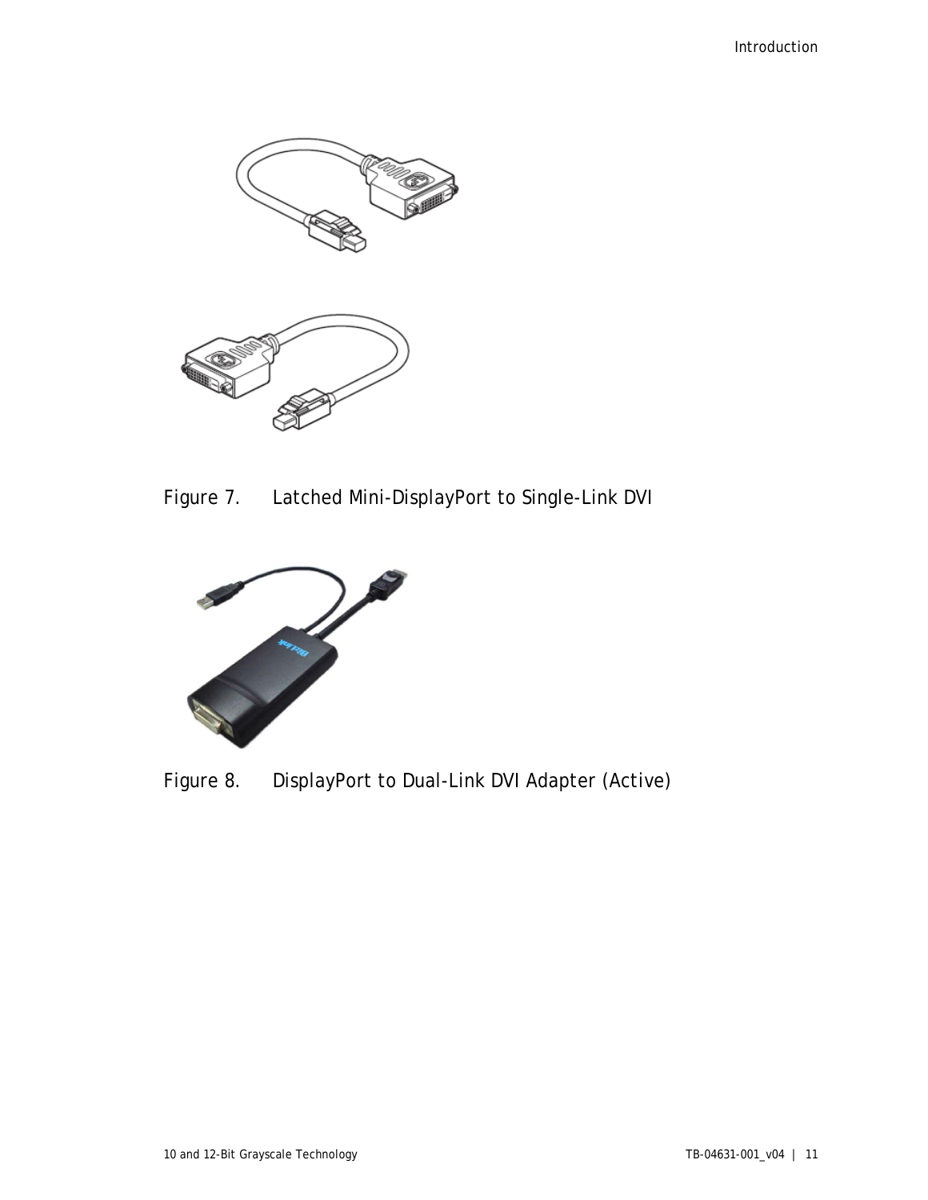Figure 7. Latched Mini-DisplayPort to Single-Link DVI

Figure 8. DisplayPort to Dual-Link DVI Adapter (Active)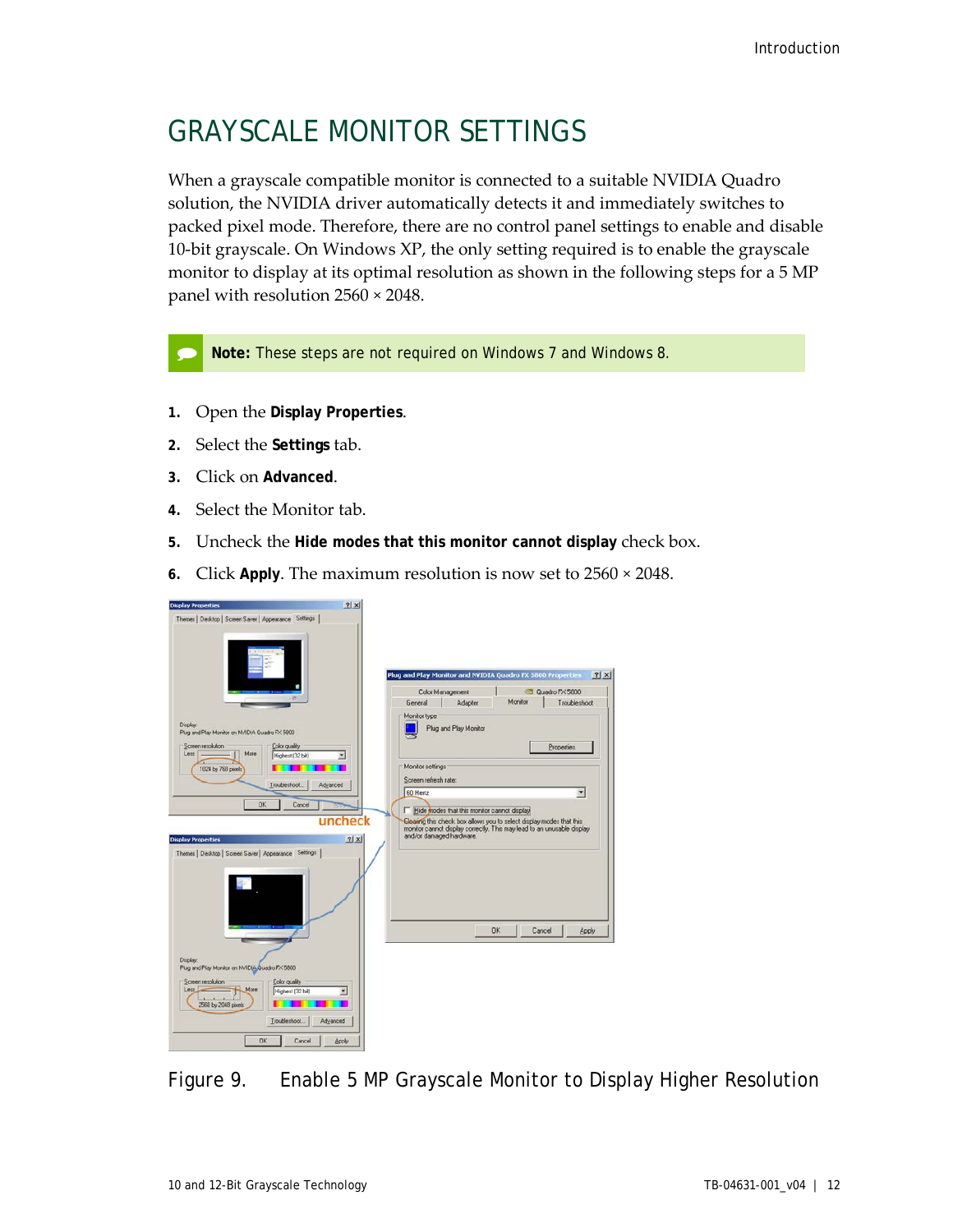# GRAYSCALE MONITOR SETTINGS

When a grayscale compatible monitor is connected to a suitable NVIDIA Quadro solution, the NVIDIA driver automatically detects it and immediately switches to packed pixel mode. Therefore, there are no control panel settings to enable and disable 10-bit grayscale. On Windows XP, the only setting required is to enable the grayscale monitor to display at its optimal resolution as shown in the following steps for a 5 MP panel with resolution 2560 × 2048.

**Note:** These steps are not required on Windows 7 and Windows 8.

1. Open the **Display Properties**.
2. Select the **Settings** tab.
3. Click on **Advanced**.
4. Select the Monitor tab.
5. Uncheck the **Hide modes that this monitor cannot display** check box.
6. Click **Apply**. The maximum resolution is now set to 2560 × 2048.

Figure 9. Enable 5 MP Grayscale Monitor to Display Higher Resolution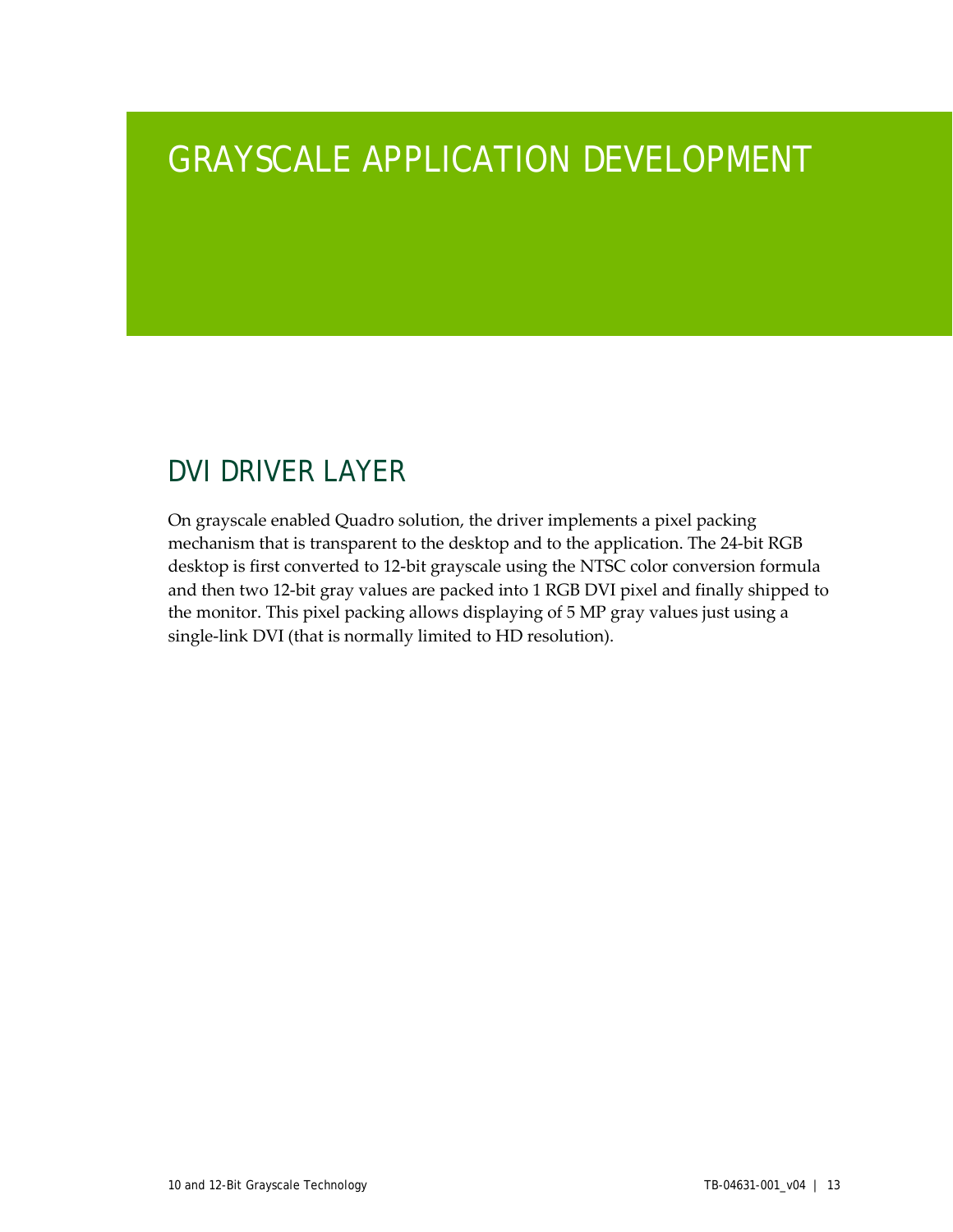# GRAYSCALE APPLICATION DEVELOPMENT

## DVI DRIVER LAYER

On grayscale enabled Quadro solution, the driver implements a pixel packing mechanism that is transparent to the desktop and to the application. The 24-bit RGB desktop is first converted to 12-bit grayscale using the NTSC color conversion formula and then two 12-bit gray values are packed into 1 RGB DVI pixel and finally shipped to the monitor. This pixel packing allows displaying of 5 MP gray values just using a single-link DVI (that is normally limited to HD resolution).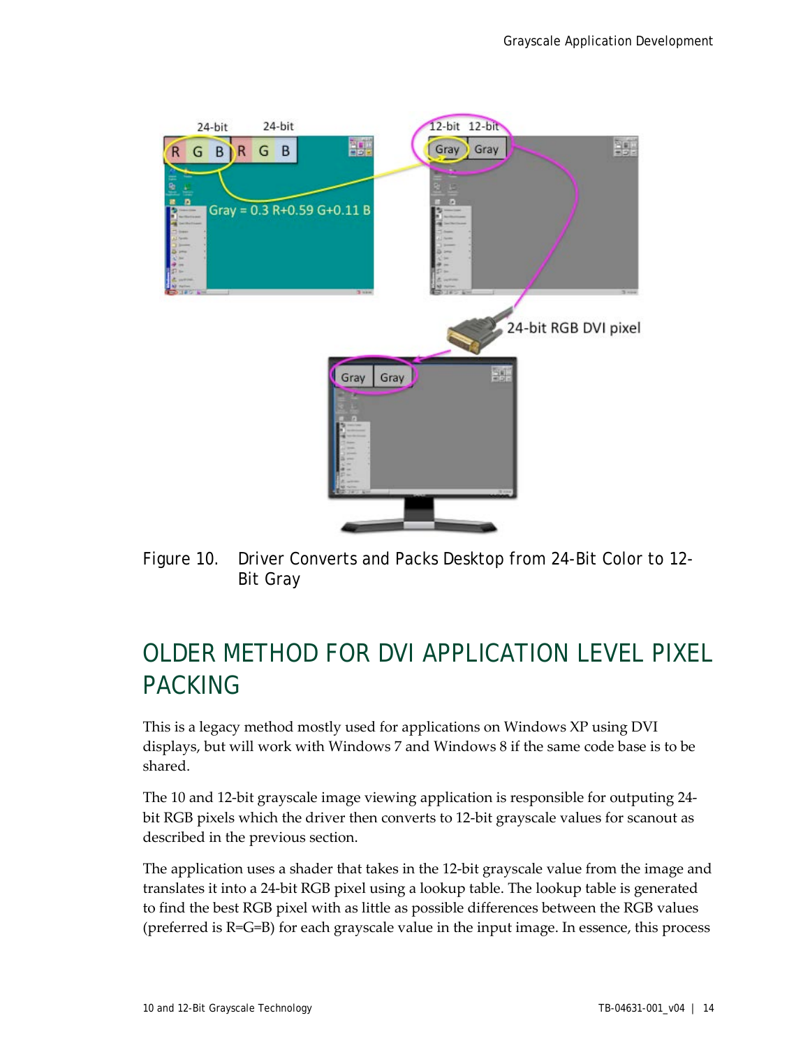Figure 10. Driver Converts and Packs Desktop from 24-Bit Color to 12-Bit Gray

## OLDER METHOD FOR DVI APPLICATION LEVEL PIXEL PACKING

This is a legacy method mostly used for applications on Windows XP using DVI displays, but will work with Windows 7 and Windows 8 if the same code base is to be shared.

The 10 and 12-bit grayscale image viewing application is responsible for outputting 24-bit RGB pixels which the driver then converts to 12-bit grayscale values for scanout as described in the previous section.

The application uses a shader that takes in the 12-bit grayscale value from the image and translates it into a 24-bit RGB pixel using a lookup table. The lookup table is generated to find the best RGB pixel with as little as possible differences between the RGB values (preferred is R=G=B) for each grayscale value in the input image. In essence, this process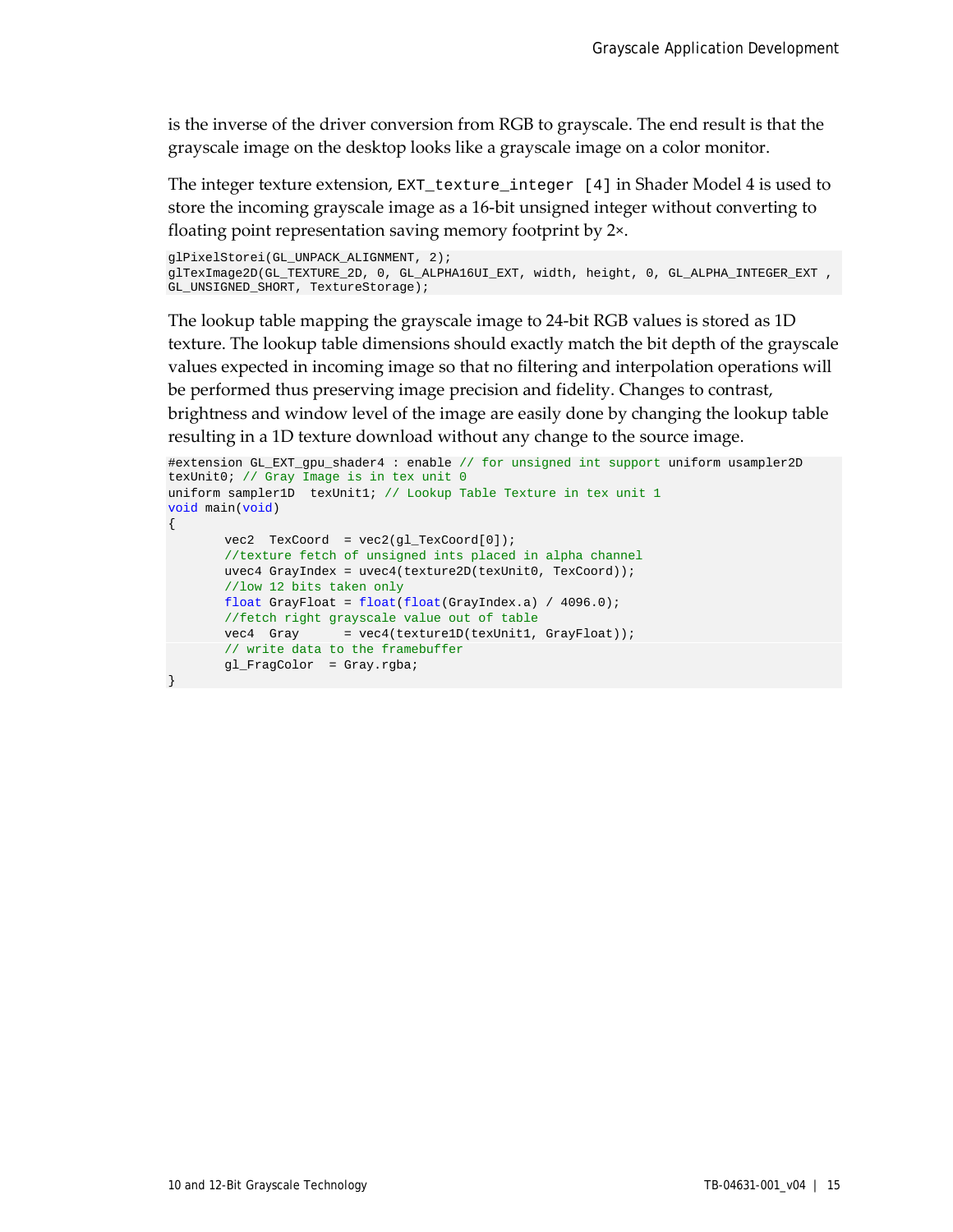is the inverse of the driver conversion from RGB to grayscale. The end result is that the grayscale image on the desktop looks like a grayscale image on a color monitor.

The integer texture extension, `EXT_texture_integer [4]` in Shader Model 4 is used to store the incoming grayscale image as a 16-bit unsigned integer without converting to floating point representation saving memory footprint by 2×.

```
glPixelStorei(GL_UNPACK_ALIGNMENT, 2);
glTexImage2D(GL_TEXTURE_2D, 0, GL_ALPHA16UI_EXT, width, height, 0, GL_ALPHA_INTEGER_EXT ,
GL_UNSIGNED_SHORT, TextureStorage);
```

The lookup table mapping the grayscale image to 24-bit RGB values is stored as 1D texture. The lookup table dimensions should exactly match the bit depth of the grayscale values expected in incoming image so that no filtering and interpolation operations will be performed thus preserving image precision and fidelity. Changes to contrast, brightness and window level of the image are easily done by changing the lookup table resulting in a 1D texture download without any change to the source image.

```
#extension GL_EXT_gpu_shader4 : enable // for unsigned int support uniform usampler2D
texUnit0; // Gray Image is in tex unit 0
uniform sampler1D  texUnit1; // Lookup Table Texture in tex unit 1
void main(void)
{
       vec2  TexCoord  = vec2(gl_TexCoord[0]);
       //texture fetch of unsigned ints placed in alpha channel
       uvec4 GrayIndex = uvec4(texture2D(texUnit0, TexCoord));
       //low 12 bits taken only
       float GrayFloat = float(float(GrayIndex.a) / 4096.0);
       //fetch right grayscale value out of table
       vec4  Gray      = vec4(texture1D(texUnit1, GrayFloat));
       // write data to the framebuffer
       gl_FragColor  = Gray.rgba;
}
```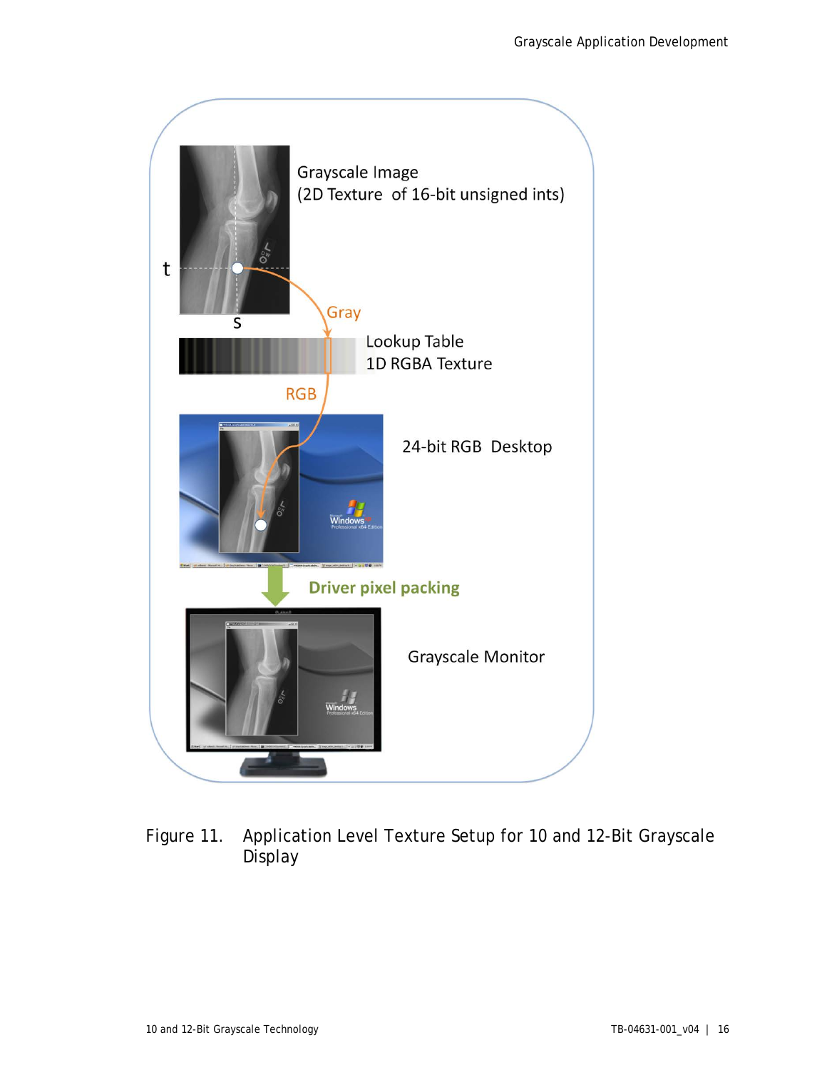Figure 11. Application Level Texture Setup for 10 and 12-Bit Grayscale Display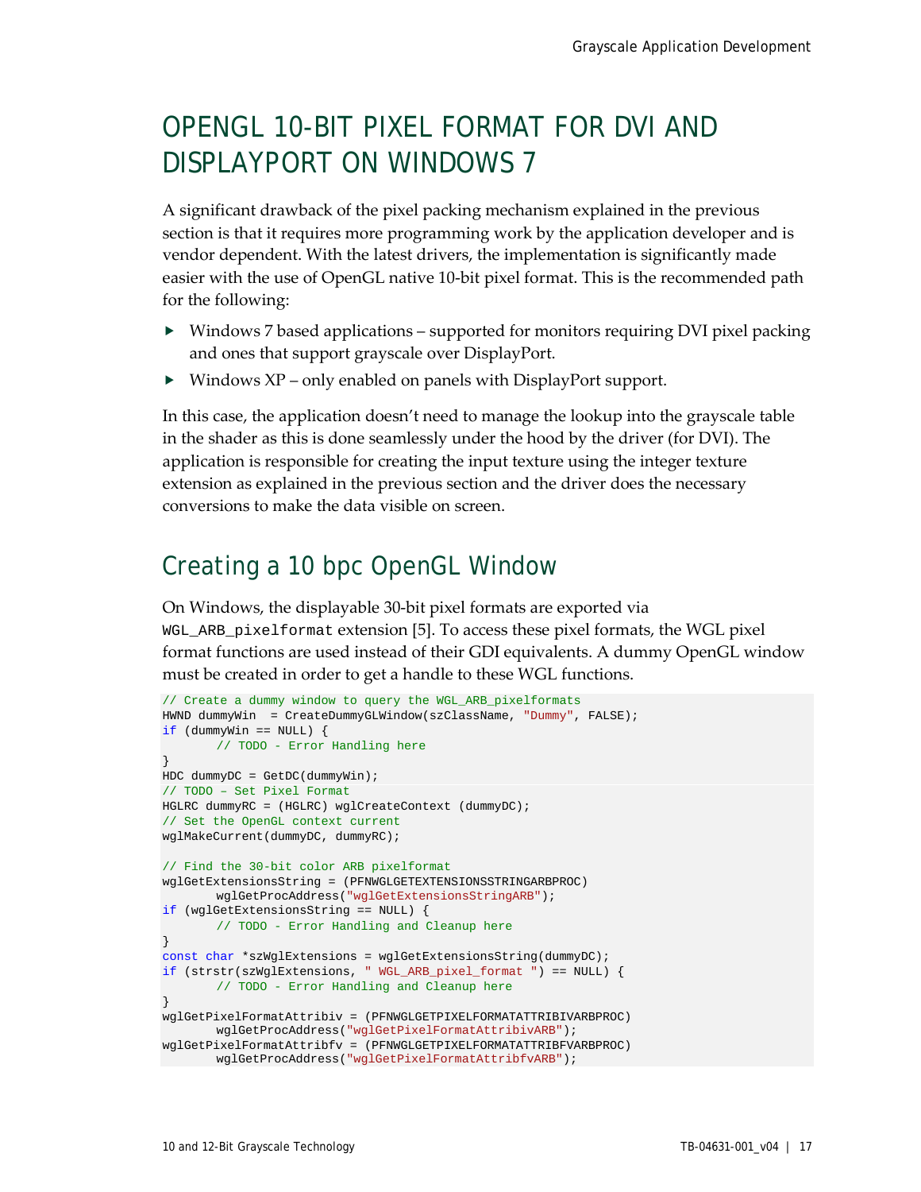# OPENGL 10-BIT PIXEL FORMAT FOR DVI AND DISPLAYPORT ON WINDOWS 7

A significant drawback of the pixel packing mechanism explained in the previous section is that it requires more programming work by the application developer and is vendor dependent. With the latest drivers, the implementation is significantly made easier with the use of OpenGL native 10-bit pixel format. This is the recommended path for the following:

- Windows 7 based applications – supported for monitors requiring DVI pixel packing and ones that support grayscale over DisplayPort.
- Windows XP – only enabled on panels with DisplayPort support.

In this case, the application doesn't need to manage the lookup into the grayscale table in the shader as this is done seamlessly under the hood by the driver (for DVI). The application is responsible for creating the input texture using the integer texture extension as explained in the previous section and the driver does the necessary conversions to make the data visible on screen.

## Creating a 10 bpc OpenGL Window

On Windows, the displayable 30-bit pixel formats are exported via `WGL_ARB_pixelformat` extension [5]. To access these pixel formats, the WGL pixel format functions are used instead of their GDI equivalents. A dummy OpenGL window must be created in order to get a handle to these WGL functions.

```
// Create a dummy window to query the WGL_ARB_pixelformats
HWND dummyWin  = CreateDummyGLWindow(szClassName, "Dummy", FALSE);
if (dummyWin == NULL) {
       // TODO - Error Handling here
}
HDC dummyDC = GetDC(dummyWin);
// TODO – Set Pixel Format
HGLRC dummyRC = (HGLRC) wglCreateContext (dummyDC);
// Set the OpenGL context current
wglMakeCurrent(dummyDC, dummyRC);

// Find the 30-bit color ARB pixelformat
wglGetExtensionsString = (PFNWGLGETEXTENSIONSSTRINGARBPROC)
       wglGetProcAddress("wglGetExtensionsStringARB");
if (wglGetExtensionsString == NULL) {
       // TODO - Error Handling and Cleanup here
}
const char *szWglExtensions = wglGetExtensionsString(dummyDC);
if (strstr(szWglExtensions, " WGL_ARB_pixel_format ") == NULL) {
       // TODO - Error Handling and Cleanup here
}
wglGetPixelFormatAttribiv = (PFNWGLGETPIXELFORMATATTRIBIVARBPROC)
       wglGetProcAddress("wglGetPixelFormatAttribivARB");
wglGetPixelFormatAttribfv = (PFNWGLGETPIXELFORMATATTRIBFVARBPROC)
       wglGetProcAddress("wglGetPixelFormatAttribfvARB");
```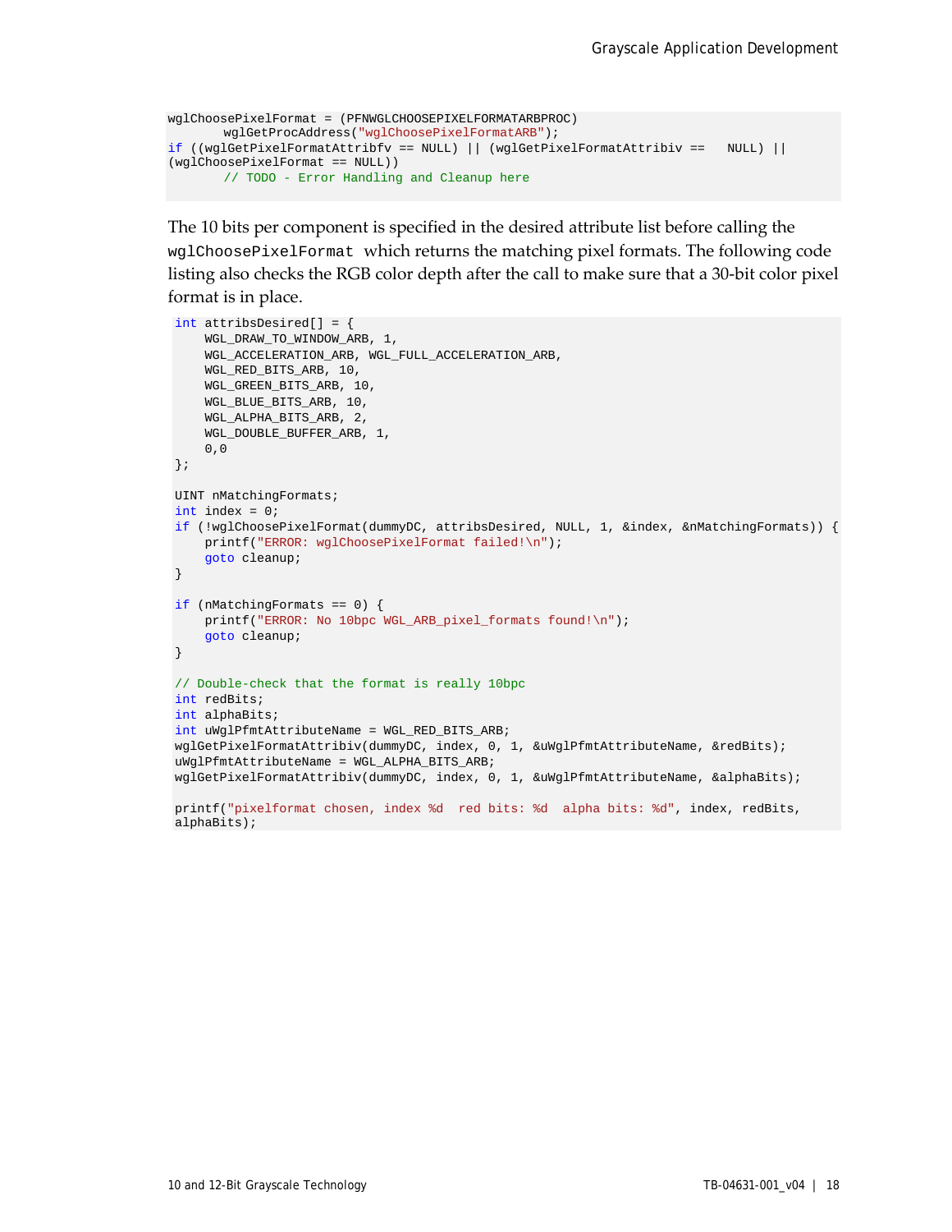```
wglChoosePixelFormat = (PFNWGLCHOOSEPIXELFORMATARBPROC)
       wglGetProcAddress("wglChoosePixelFormatARB");
if ((wglGetPixelFormatAttribfv == NULL) || (wglGetPixelFormatAttribiv ==   NULL) ||
(wglChoosePixelFormat == NULL))
       // TODO - Error Handling and Cleanup here
```

The 10 bits per component is specified in the desired attribute list before calling the `wglChoosePixelFormat` which returns the matching pixel formats. The following code listing also checks the RGB color depth after the call to make sure that a 30-bit color pixel format is in place.

```
int attribsDesired[] = {
    WGL_DRAW_TO_WINDOW_ARB, 1,
    WGL_ACCELERATION_ARB, WGL_FULL_ACCELERATION_ARB,
    WGL_RED_BITS_ARB, 10,
    WGL_GREEN_BITS_ARB, 10,
    WGL_BLUE_BITS_ARB, 10,
    WGL_ALPHA_BITS_ARB, 2,
    WGL_DOUBLE_BUFFER_ARB, 1,
    0,0
};

UINT nMatchingFormats;
int index = 0;
if (!wglChoosePixelFormat(dummyDC, attribsDesired, NULL, 1, &index, &nMatchingFormats)) {
    printf("ERROR: wglChoosePixelFormat failed!\n");
    goto cleanup;
}

if (nMatchingFormats == 0) {
    printf("ERROR: No 10bpc WGL_ARB_pixel_formats found!\n");
    goto cleanup;
}

// Double-check that the format is really 10bpc
int redBits;
int alphaBits;
int uWglPfmtAttributeName = WGL_RED_BITS_ARB;
wglGetPixelFormatAttribiv(dummyDC, index, 0, 1, &uWglPfmtAttributeName, &redBits);
uWglPfmtAttributeName = WGL_ALPHA_BITS_ARB;
wglGetPixelFormatAttribiv(dummyDC, index, 0, 1, &uWglPfmtAttributeName, &alphaBits);

printf("pixelformat chosen, index %d  red bits: %d  alpha bits: %d", index, redBits,
alphaBits);
```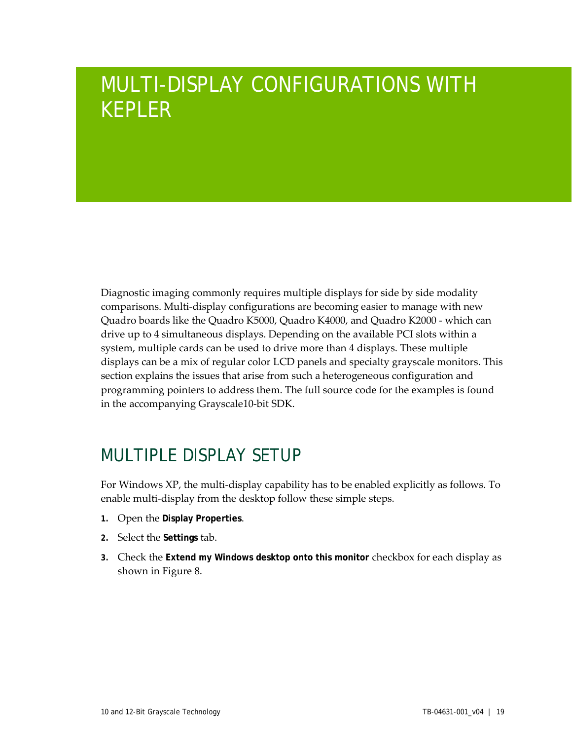# MULTI-DISPLAY CONFIGURATIONS WITH KEPLER

Diagnostic imaging commonly requires multiple displays for side by side modality comparisons. Multi-display configurations are becoming easier to manage with new Quadro boards like the Quadro K5000, Quadro K4000, and Quadro K2000 - which can drive up to 4 simultaneous displays. Depending on the available PCI slots within a system, multiple cards can be used to drive more than 4 displays. These multiple displays can be a mix of regular color LCD panels and specialty grayscale monitors. This section explains the issues that arise from such a heterogeneous configuration and programming pointers to address them. The full source code for the examples is found in the accompanying Grayscale10-bit SDK.

## MULTIPLE DISPLAY SETUP

For Windows XP, the multi-display capability has to be enabled explicitly as follows. To enable multi-display from the desktop follow these simple steps.

1. Open the **Display Properties**.
2. Select the **Settings** tab.
3. Check the **Extend my Windows desktop onto this monitor** checkbox for each display as shown in Figure 8.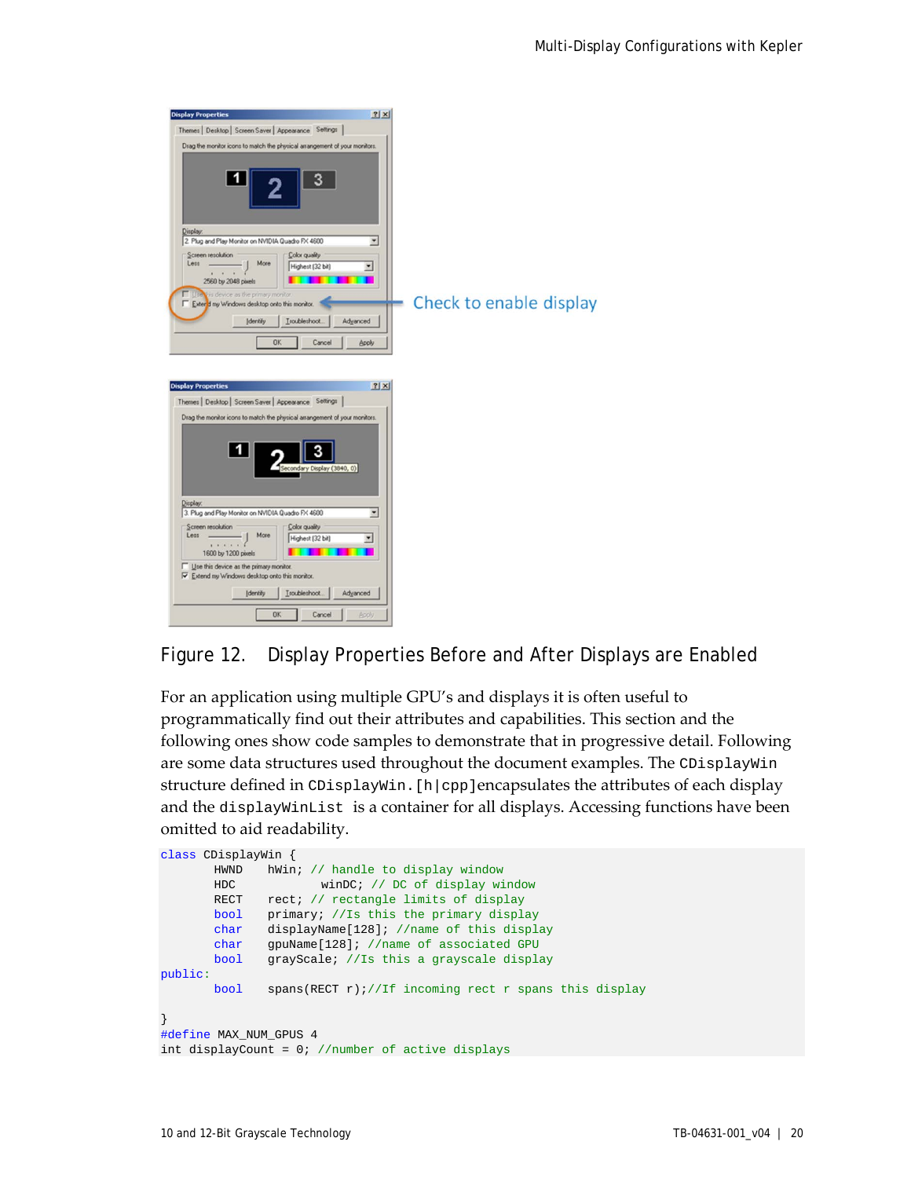Figure 12. Display Properties Before and After Displays are Enabled

For an application using multiple GPU's and displays it is often useful to programmatically find out their attributes and capabilities. This section and the following ones show code samples to demonstrate that in progressive detail. Following are some data structures used throughout the document examples. The `CDisplayWin` structure defined in `CDisplayWin.[h|cpp]`encapsulates the attributes of each display and the `displayWinList` is a container for all displays. Accessing functions have been omitted to aid readability.

```
class CDisplayWin {
        HWND    hWin; // handle to display window
        HDC             winDC; // DC of display window
        RECT    rect; // rectangle limits of display
        bool    primary; //Is this the primary display
        char    displayName[128]; //name of this display
        char    gpuName[128]; //name of associated GPU
        bool    grayScale; //Is this a grayscale display
public:
        bool    spans(RECT r);//If incoming rect r spans this display

}
#define MAX_NUM_GPUS 4
int displayCount = 0; //number of active displays
```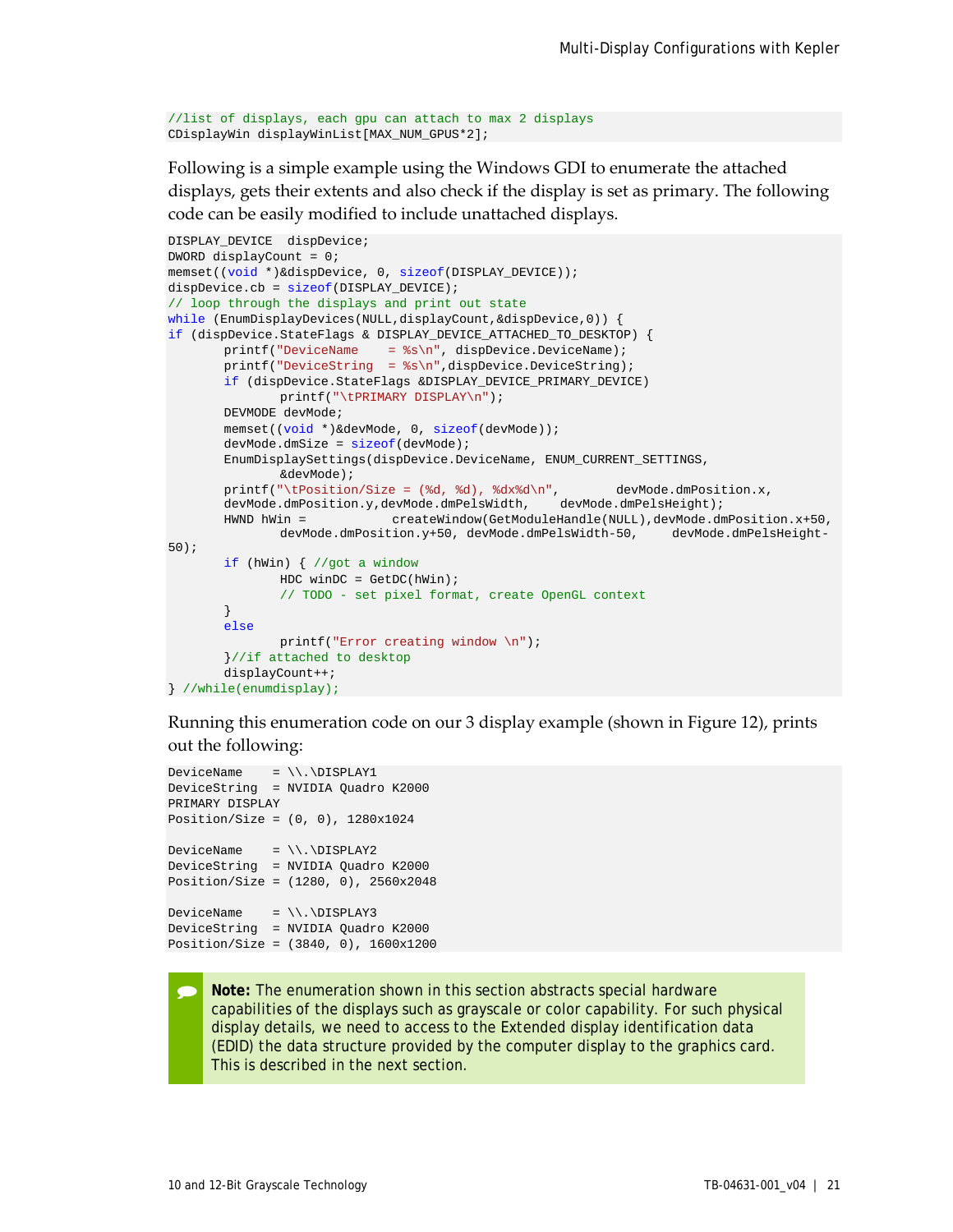```
//list of displays, each gpu can attach to max 2 displays
CDisplayWin displayWinList[MAX_NUM_GPUS*2];
```

Following is a simple example using the Windows GDI to enumerate the attached displays, gets their extents and also check if the display is set as primary. The following code can be easily modified to include unattached displays.

```
DISPLAY_DEVICE  dispDevice;
DWORD displayCount = 0;
memset((void *)&dispDevice, 0, sizeof(DISPLAY_DEVICE));
dispDevice.cb = sizeof(DISPLAY_DEVICE);
// loop through the displays and print out state
while (EnumDisplayDevices(NULL,displayCount,&dispDevice,0)) {
if (dispDevice.StateFlags & DISPLAY_DEVICE_ATTACHED_TO_DESKTOP) {
       printf("DeviceName    = %s\n", dispDevice.DeviceName);
       printf("DeviceString  = %s\n",dispDevice.DeviceString);
       if (dispDevice.StateFlags &DISPLAY_DEVICE_PRIMARY_DEVICE)
              printf("\tPRIMARY DISPLAY\n");
       DEVMODE devMode;
       memset((void *)&devMode, 0, sizeof(devMode));
       devMode.dmSize = sizeof(devMode);
       EnumDisplaySettings(dispDevice.DeviceName, ENUM_CURRENT_SETTINGS,
              &devMode);
       printf("\tPosition/Size = (%d, %d), %dx%d\n",       devMode.dmPosition.x,
       devMode.dmPosition.y,devMode.dmPelsWidth,    devMode.dmPelsHeight);
       HWND hWin =           createWindow(GetModuleHandle(NULL),devMode.dmPosition.x+50,
              devMode.dmPosition.y+50, devMode.dmPelsWidth-50,     devMode.dmPelsHeight-
50);
       if (hWin) { //got a window
              HDC winDC = GetDC(hWin);
              // TODO - set pixel format, create OpenGL context
       }
       else
              printf("Error creating window \n");
       }//if attached to desktop
       displayCount++;
} //while(enumdisplay);
```

Running this enumeration code on our 3 display example (shown in Figure 12), prints out the following:

```
DeviceName    = \\.\DISPLAY1
DeviceString  = NVIDIA Quadro K2000
PRIMARY DISPLAY
Position/Size = (0, 0), 1280x1024

DeviceName    = \\.\DISPLAY2
DeviceString  = NVIDIA Quadro K2000
Position/Size = (1280, 0), 2560x2048

DeviceName    = \\.\DISPLAY3
DeviceString  = NVIDIA Quadro K2000
Position/Size = (3840, 0), 1600x1200
```

> **Note:** The enumeration shown in this section abstracts special hardware capabilities of the displays such as grayscale or color capability. For such physical display details, we need to access to the Extended display identification data (EDID) the data structure provided by the computer display to the graphics card. This is described in the next section.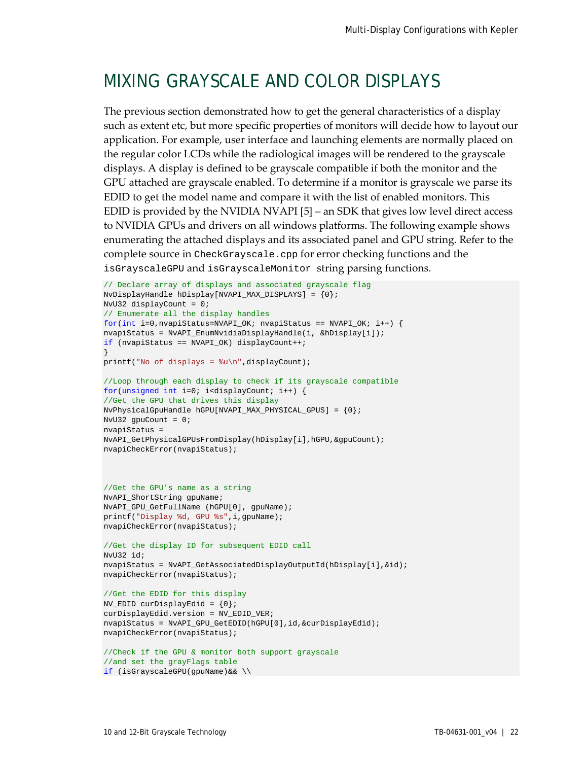# MIXING GRAYSCALE AND COLOR DISPLAYS

The previous section demonstrated how to get the general characteristics of a display such as extent etc, but more specific properties of monitors will decide how to layout our application. For example, user interface and launching elements are normally placed on the regular color LCDs while the radiological images will be rendered to the grayscale displays. A display is defined to be grayscale compatible if both the monitor and the GPU attached are grayscale enabled. To determine if a monitor is grayscale we parse its EDID to get the model name and compare it with the list of enabled monitors. This EDID is provided by the NVIDIA NVAPI [5] – an SDK that gives low level direct access to NVIDIA GPUs and drivers on all windows platforms. The following example shows enumerating the attached displays and its associated panel and GPU string. Refer to the complete source in `CheckGrayscale.cpp` for error checking functions and the `isGrayscaleGPU` and `isGrayscaleMonitor` string parsing functions.

```
// Declare array of displays and associated grayscale flag
NvDisplayHandle hDisplay[NVAPI_MAX_DISPLAYS] = {0};
NvU32 displayCount = 0;
// Enumerate all the display handles
for(int i=0,nvapiStatus=NVAPI_OK; nvapiStatus == NVAPI_OK; i++) {
nvapiStatus = NvAPI_EnumNvidiaDisplayHandle(i, &hDisplay[i]);
if (nvapiStatus == NVAPI_OK) displayCount++;
}
printf("No of displays = %u\n",displayCount);

//Loop through each display to check if its grayscale compatible
for(unsigned int i=0; i<displayCount; i++) {
//Get the GPU that drives this display
NvPhysicalGpuHandle hGPU[NVAPI_MAX_PHYSICAL_GPUS] = {0};
NvU32 gpuCount = 0;
nvapiStatus =
NvAPI_GetPhysicalGPUsFromDisplay(hDisplay[i],hGPU,&gpuCount);
nvapiCheckError(nvapiStatus);



//Get the GPU's name as a string
NvAPI_ShortString gpuName;
NvAPI_GPU_GetFullName (hGPU[0], gpuName);
printf("Display %d, GPU %s",i,gpuName);
nvapiCheckError(nvapiStatus);

//Get the display ID for subsequent EDID call
NvU32 id;
nvapiStatus = NvAPI_GetAssociatedDisplayOutputId(hDisplay[i],&id);
nvapiCheckError(nvapiStatus);

//Get the EDID for this display
NV_EDID curDisplayEdid = {0};
curDisplayEdid.version = NV_EDID_VER;
nvapiStatus = NvAPI_GPU_GetEDID(hGPU[0],id,&curDisplayEdid);
nvapiCheckError(nvapiStatus);

//Check if the GPU & monitor both support grayscale
//and set the grayFlags table
if (isGrayscaleGPU(gpuName)&& \\
```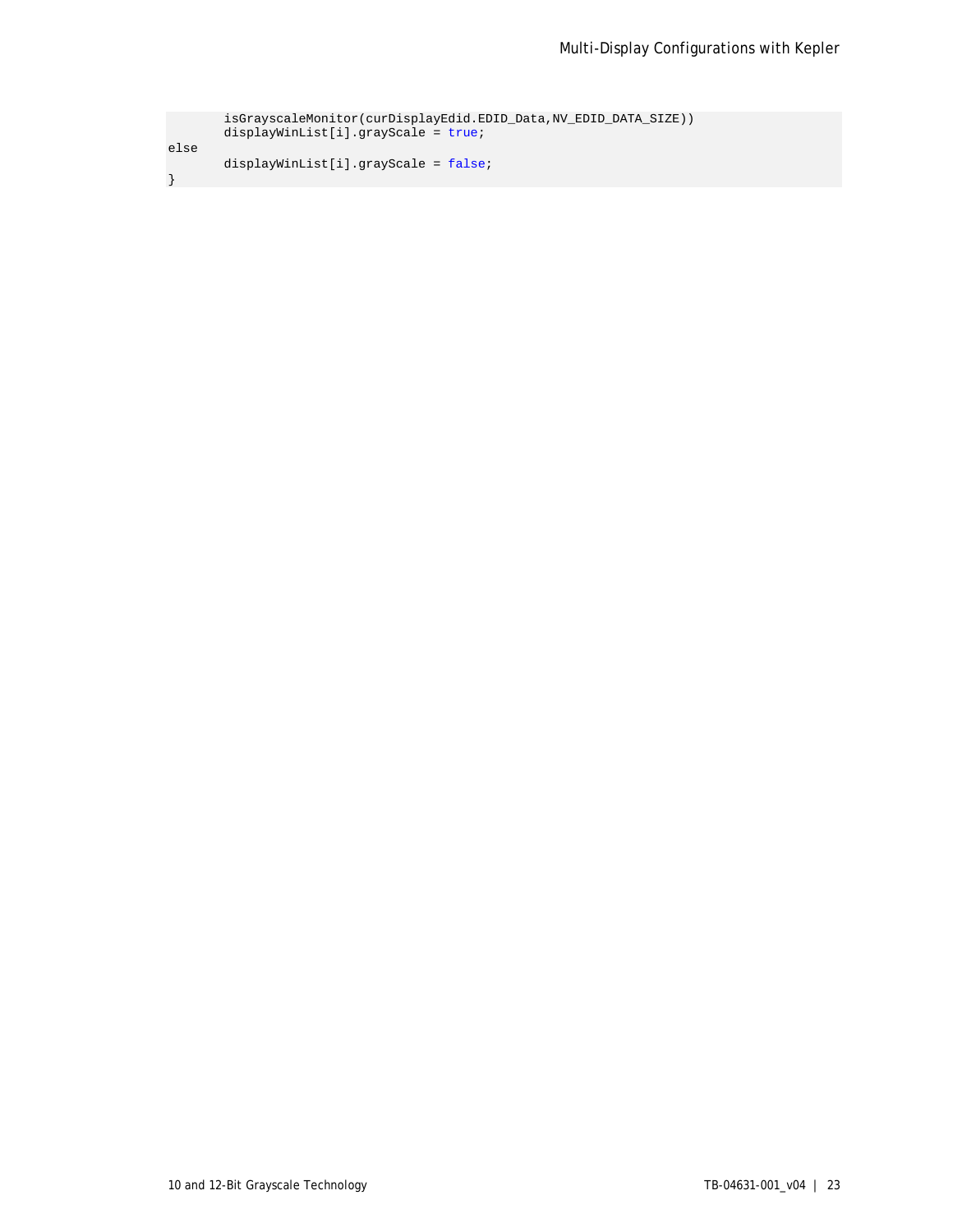```
        isGrayscaleMonitor(curDisplayEdid.EDID_Data,NV_EDID_DATA_SIZE))
        displayWinList[i].grayScale = true;
else
        displayWinList[i].grayScale = false;
}
```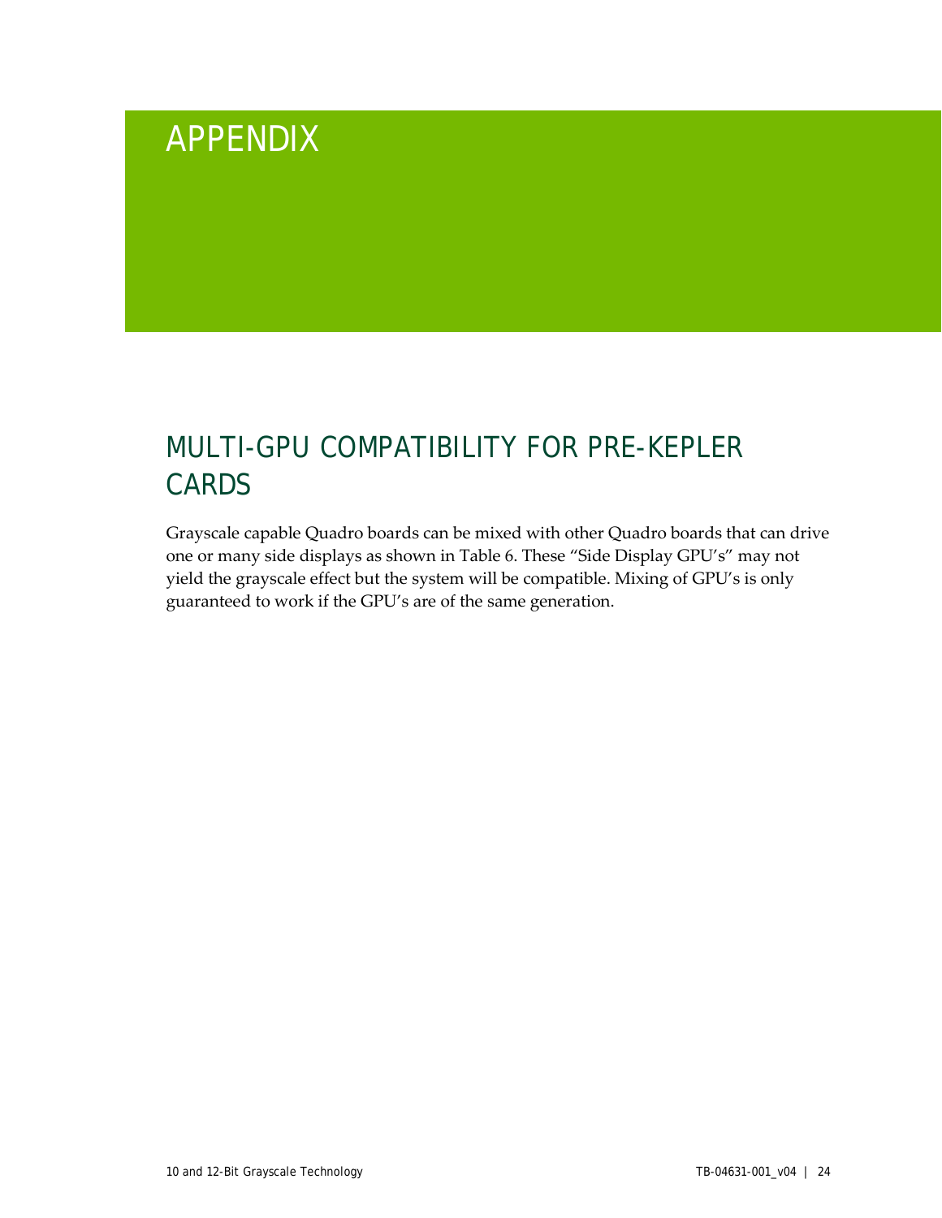# APPENDIX

## MULTI-GPU COMPATIBILITY FOR PRE-KEPLER CARDS

Grayscale capable Quadro boards can be mixed with other Quadro boards that can drive one or many side displays as shown in Table 6. These “Side Display GPU’s” may not yield the grayscale effect but the system will be compatible. Mixing of GPU’s is only guaranteed to work if the GPU’s are of the same generation.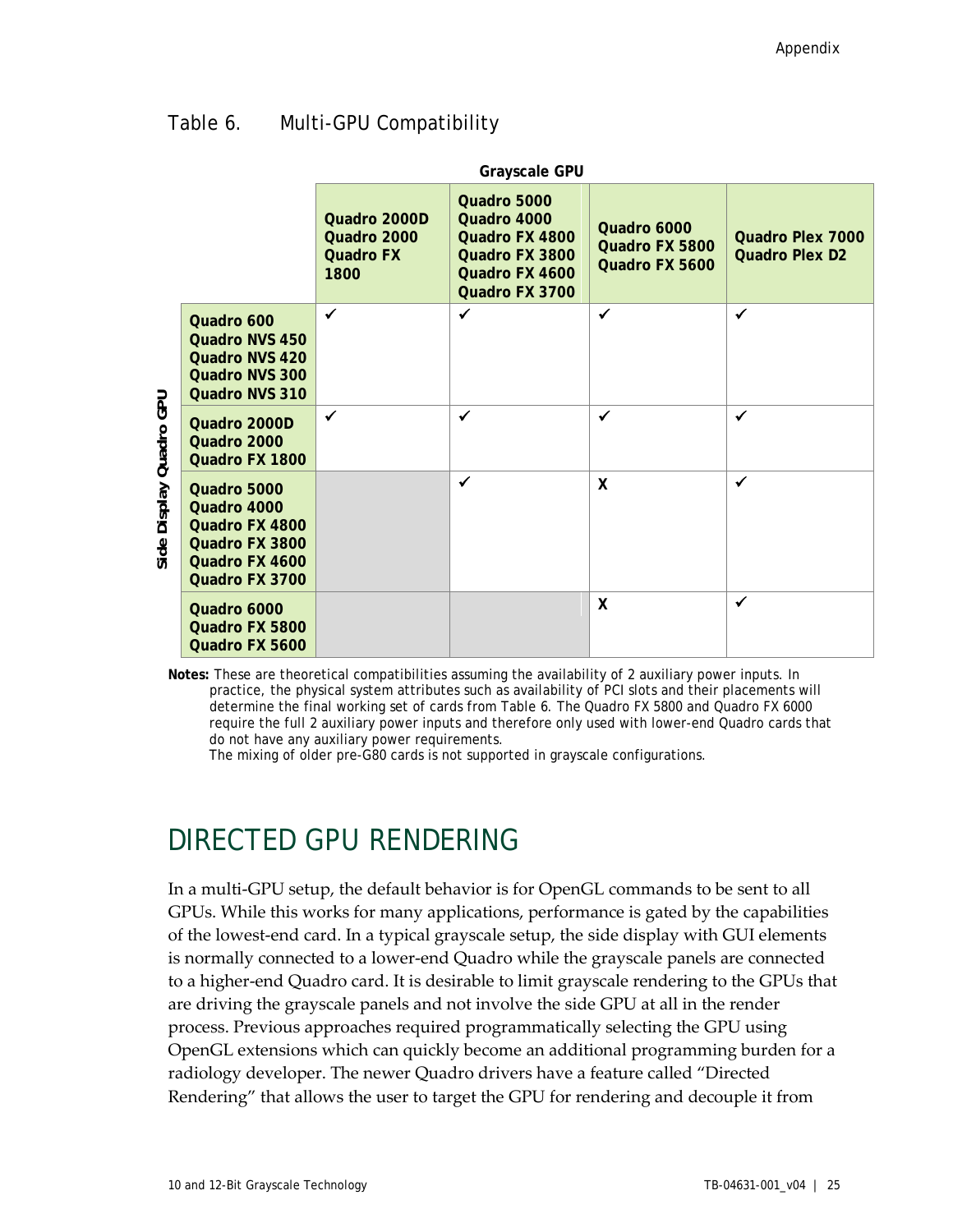Table 6. Multi-GPU Compatibility

| Side Display Quadro GPU | Grayscale GPU: Quadro 2000D Quadro 2000 Quadro FX 1800 | Grayscale GPU: Quadro 5000 Quadro 4000 Quadro FX 4800 Quadro FX 3800 Quadro FX 4600 Quadro FX 3700 | Grayscale GPU: Quadro 6000 Quadro FX 5800 Quadro FX 5600 | Grayscale GPU: Quadro Plex 7000 Quadro Plex D2 |
|---|---|---|---|---|
| Quadro 600 Quadro NVS 450 Quadro NVS 420 Quadro NVS 300 Quadro NVS 310 | ✓ | ✓ | ✓ | ✓ |
| Quadro 2000D Quadro 2000 Quadro FX 1800 | ✓ | ✓ | ✓ | ✓ |
| Quadro 5000 Quadro 4000 Quadro FX 4800 Quadro FX 3800 Quadro FX 4600 Quadro FX 3700 | | ✓ | X | ✓ |
| Quadro 6000 Quadro FX 5800 Quadro FX 5600 | | | X | ✓ |

**Notes:** These are theoretical compatibilities assuming the availability of 2 auxiliary power inputs. In practice, the physical system attributes such as availability of PCI slots and their placements will determine the final working set of cards from Table 6. The Quadro FX 5800 and Quadro FX 6000 require the full 2 auxiliary power inputs and therefore only used with lower-end Quadro cards that do not have any auxiliary power requirements.
The mixing of older pre-G80 cards is not supported in grayscale configurations.

# DIRECTED GPU RENDERING

In a multi-GPU setup, the default behavior is for OpenGL commands to be sent to all GPUs. While this works for many applications, performance is gated by the capabilities of the lowest-end card. In a typical grayscale setup, the side display with GUI elements is normally connected to a lower-end Quadro while the grayscale panels are connected to a higher-end Quadro card. It is desirable to limit grayscale rendering to the GPUs that are driving the grayscale panels and not involve the side GPU at all in the render process. Previous approaches required programmatically selecting the GPU using OpenGL extensions which can quickly become an additional programming burden for a radiology developer. The newer Quadro drivers have a feature called "Directed Rendering" that allows the user to target the GPU for rendering and decouple it from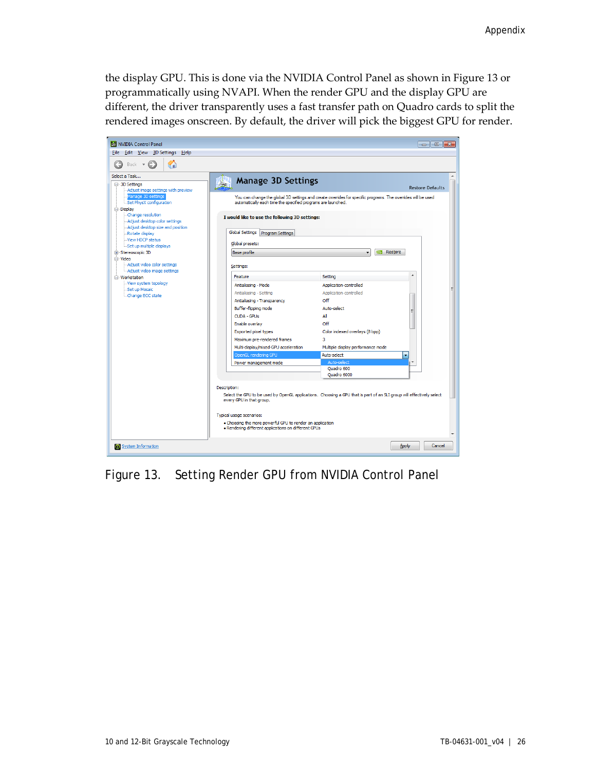the display GPU. This is done via the NVIDIA Control Panel as shown in Figure 13 or programmatically using NVAPI. When the render GPU and the display GPU are different, the driver transparently uses a fast transfer path on Quadro cards to split the rendered images onscreen. By default, the driver will pick the biggest GPU for render.

Figure 13. Setting Render GPU from NVIDIA Control Panel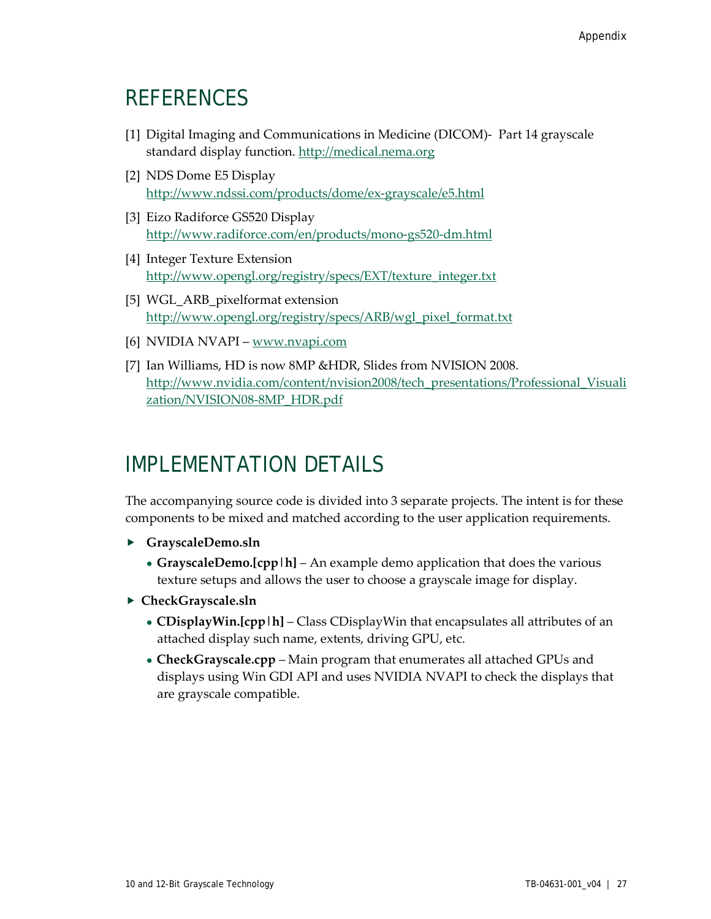## REFERENCES

[1] Digital Imaging and Communications in Medicine (DICOM)- Part 14 grayscale standard display function. http://medical.nema.org

[2] NDS Dome E5 Display http://www.ndssi.com/products/dome/ex-grayscale/e5.html

[3] Eizo Radiforce GS520 Display http://www.radiforce.com/en/products/mono-gs520-dm.html

[4] Integer Texture Extension http://www.opengl.org/registry/specs/EXT/texture_integer.txt

[5] WGL_ARB_pixelformat extension http://www.opengl.org/registry/specs/ARB/wgl_pixel_format.txt

[6] NVIDIA NVAPI – www.nvapi.com

[7] Ian Williams, HD is now 8MP &HDR, Slides from NVISION 2008. http://www.nvidia.com/content/nvision2008/tech_presentations/Professional_Visualization/NVISION08-8MP_HDR.pdf

## IMPLEMENTATION DETAILS

The accompanying source code is divided into 3 separate projects. The intent is for these components to be mixed and matched according to the user application requirements.

- **GrayscaleDemo.sln**
  - **GrayscaleDemo.[cpp|h]** – An example demo application that does the various texture setups and allows the user to choose a grayscale image for display.
- **CheckGrayscale.sln**
  - **CDisplayWin.[cpp|h]** – Class CDisplayWin that encapsulates all attributes of an attached display such name, extents, driving GPU, etc.
  - **CheckGrayscale.cpp** – Main program that enumerates all attached GPUs and displays using Win GDI API and uses NVIDIA NVAPI to check the displays that are grayscale compatible.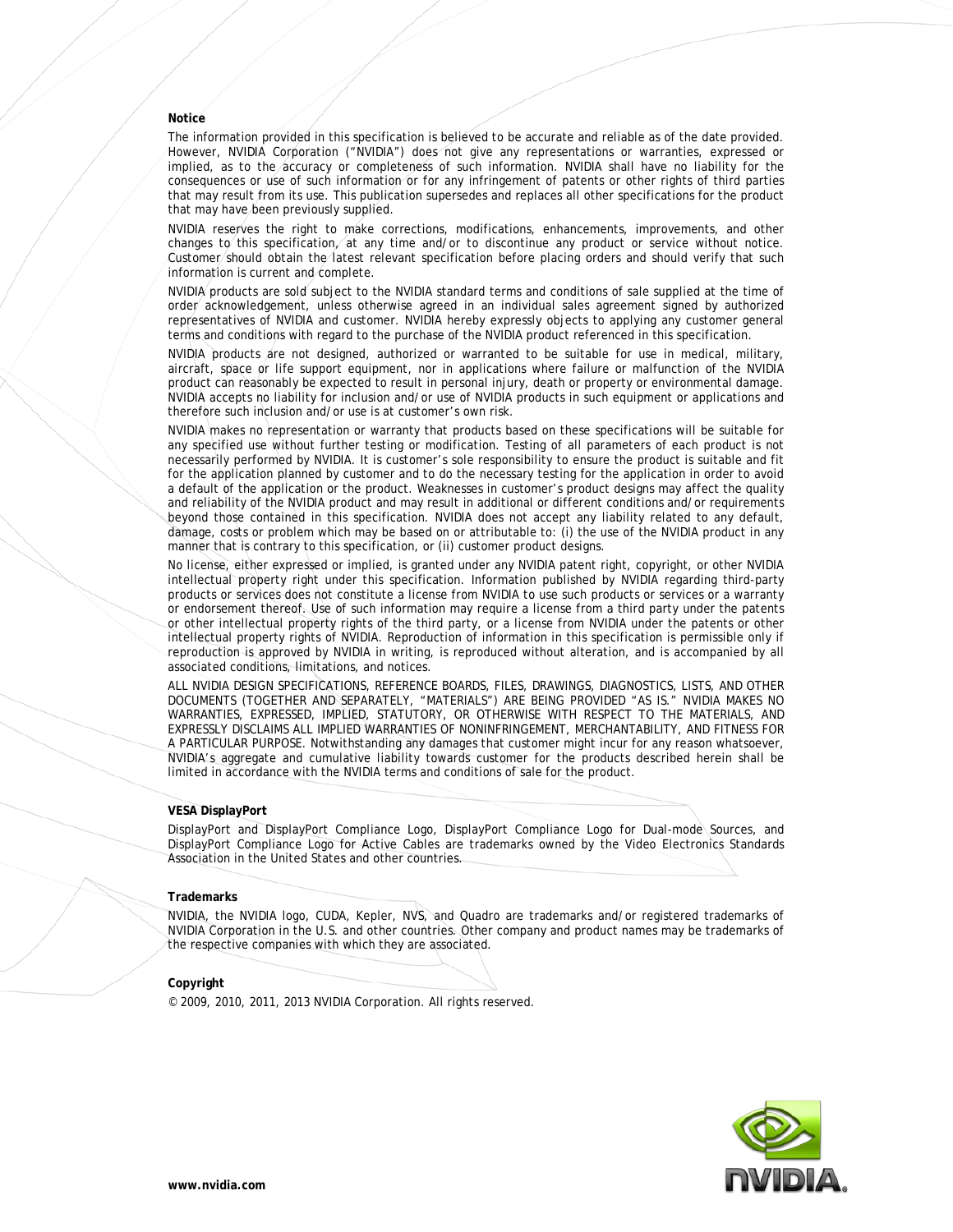**Notice**

The information provided in this specification is believed to be accurate and reliable as of the date provided. However, NVIDIA Corporation ("NVIDIA") does not give any representations or warranties, expressed or implied, as to the accuracy or completeness of such information. NVIDIA shall have no liability for the consequences or use of such information or for any infringement of patents or other rights of third parties that may result from its use. This publication supersedes and replaces all other specifications for the product that may have been previously supplied.

NVIDIA reserves the right to make corrections, modifications, enhancements, improvements, and other changes to this specification, at any time and/or to discontinue any product or service without notice. Customer should obtain the latest relevant specification before placing orders and should verify that such information is current and complete.

NVIDIA products are sold subject to the NVIDIA standard terms and conditions of sale supplied at the time of order acknowledgement, unless otherwise agreed in an individual sales agreement signed by authorized representatives of NVIDIA and customer. NVIDIA hereby expressly objects to applying any customer general terms and conditions with regard to the purchase of the NVIDIA product referenced in this specification.

NVIDIA products are not designed, authorized or warranted to be suitable for use in medical, military, aircraft, space or life support equipment, nor in applications where failure or malfunction of the NVIDIA product can reasonably be expected to result in personal injury, death or property or environmental damage. NVIDIA accepts no liability for inclusion and/or use of NVIDIA products in such equipment or applications and therefore such inclusion and/or use is at customer's own risk.

NVIDIA makes no representation or warranty that products based on these specifications will be suitable for any specified use without further testing or modification. Testing of all parameters of each product is not necessarily performed by NVIDIA. It is customer's sole responsibility to ensure the product is suitable and fit for the application planned by customer and to do the necessary testing for the application in order to avoid a default of the application or the product. Weaknesses in customer's product designs may affect the quality and reliability of the NVIDIA product and may result in additional or different conditions and/or requirements beyond those contained in this specification. NVIDIA does not accept any liability related to any default, damage, costs or problem which may be based on or attributable to: (i) the use of the NVIDIA product in any manner that is contrary to this specification, or (ii) customer product designs.

No license, either expressed or implied, is granted under any NVIDIA patent right, copyright, or other NVIDIA intellectual property right under this specification. Information published by NVIDIA regarding third-party products or services does not constitute a license from NVIDIA to use such products or services or a warranty or endorsement thereof. Use of such information may require a license from a third party under the patents or other intellectual property rights of the third party, or a license from NVIDIA under the patents or other intellectual property rights of NVIDIA. Reproduction of information in this specification is permissible only if reproduction is approved by NVIDIA in writing, is reproduced without alteration, and is accompanied by all associated conditions, limitations, and notices.

ALL NVIDIA DESIGN SPECIFICATIONS, REFERENCE BOARDS, FILES, DRAWINGS, DIAGNOSTICS, LISTS, AND OTHER DOCUMENTS (TOGETHER AND SEPARATELY, "MATERIALS") ARE BEING PROVIDED "AS IS." NVIDIA MAKES NO WARRANTIES, EXPRESSED, IMPLIED, STATUTORY, OR OTHERWISE WITH RESPECT TO THE MATERIALS, AND EXPRESSLY DISCLAIMS ALL IMPLIED WARRANTIES OF NONINFRINGEMENT, MERCHANTABILITY, AND FITNESS FOR A PARTICULAR PURPOSE. Notwithstanding any damages that customer might incur for any reason whatsoever, NVIDIA's aggregate and cumulative liability towards customer for the products described herein shall be limited in accordance with the NVIDIA terms and conditions of sale for the product.

**VESA DisplayPort**

DisplayPort and DisplayPort Compliance Logo, DisplayPort Compliance Logo for Dual-mode Sources, and DisplayPort Compliance Logo for Active Cables are trademarks owned by the Video Electronics Standards Association in the United States and other countries.

**Trademarks**

NVIDIA, the NVIDIA logo, CUDA, Kepler, NVS, and Quadro are trademarks and/or registered trademarks of NVIDIA Corporation in the U.S. and other countries. Other company and product names may be trademarks of the respective companies with which they are associated.

**Copyright**

© 2009, 2010, 2011, 2013 NVIDIA Corporation. All rights reserved.

**www.nvidia.com**